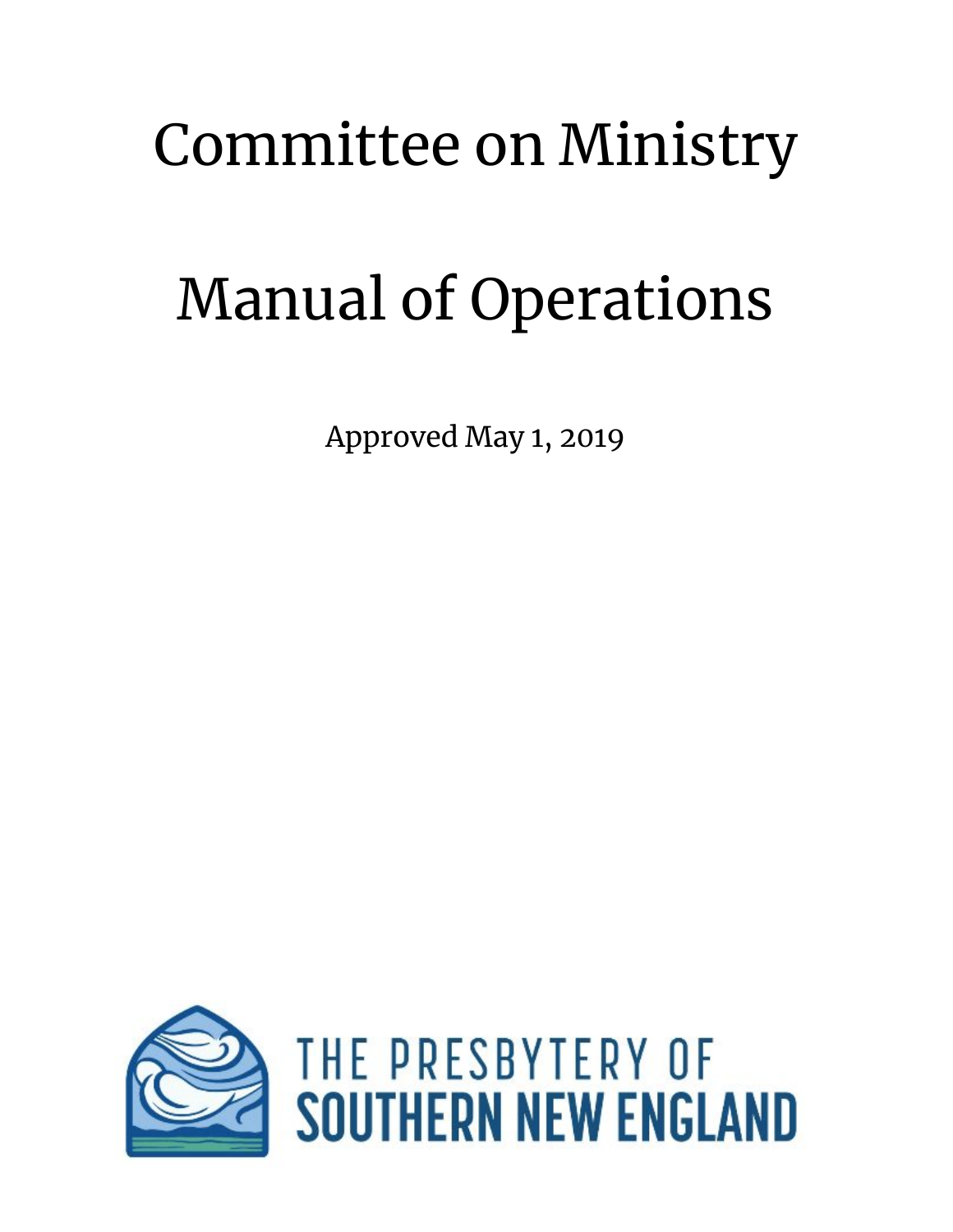# Committee on Ministry

# Manual of Operations

Approved May 1, 2019

THE PRESBYTERY OF
SOUTHERN NEW ENGLAND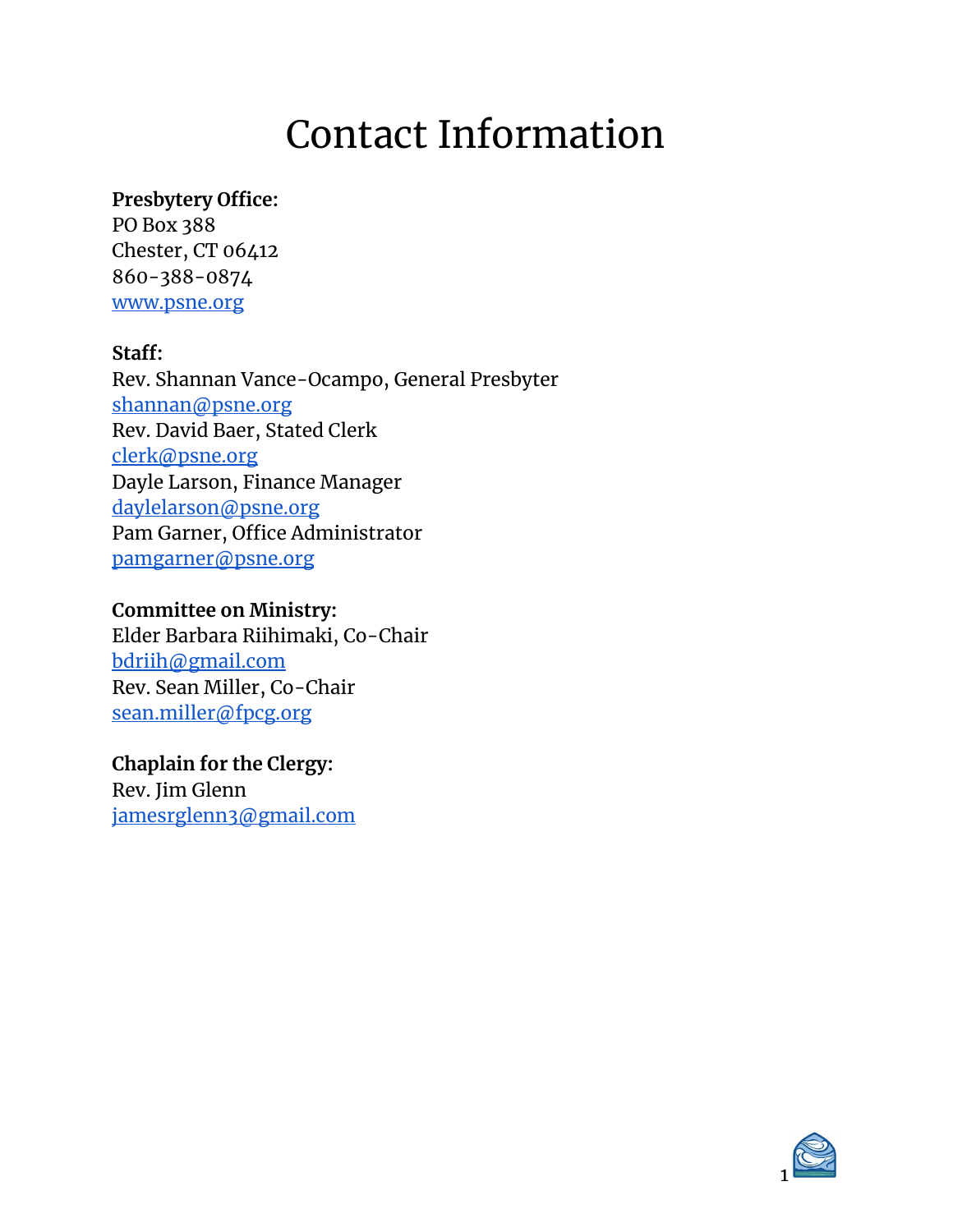# Contact Information

**Presbytery Office:**
PO Box 388
Chester, CT 06412
860-388-0874
www.psne.org

**Staff:**
Rev. Shannan Vance-Ocampo, General Presbyter
shannan@psne.org
Rev. David Baer, Stated Clerk
clerk@psne.org
Dayle Larson, Finance Manager
daylelarson@psne.org
Pam Garner, Office Administrator
pamgarner@psne.org

**Committee on Ministry:**
Elder Barbara Riihimaki, Co-Chair
bdriih@gmail.com
Rev. Sean Miller, Co-Chair
sean.miller@fpcg.org

**Chaplain for the Clergy:**
Rev. Jim Glenn
jamesrglenn3@gmail.com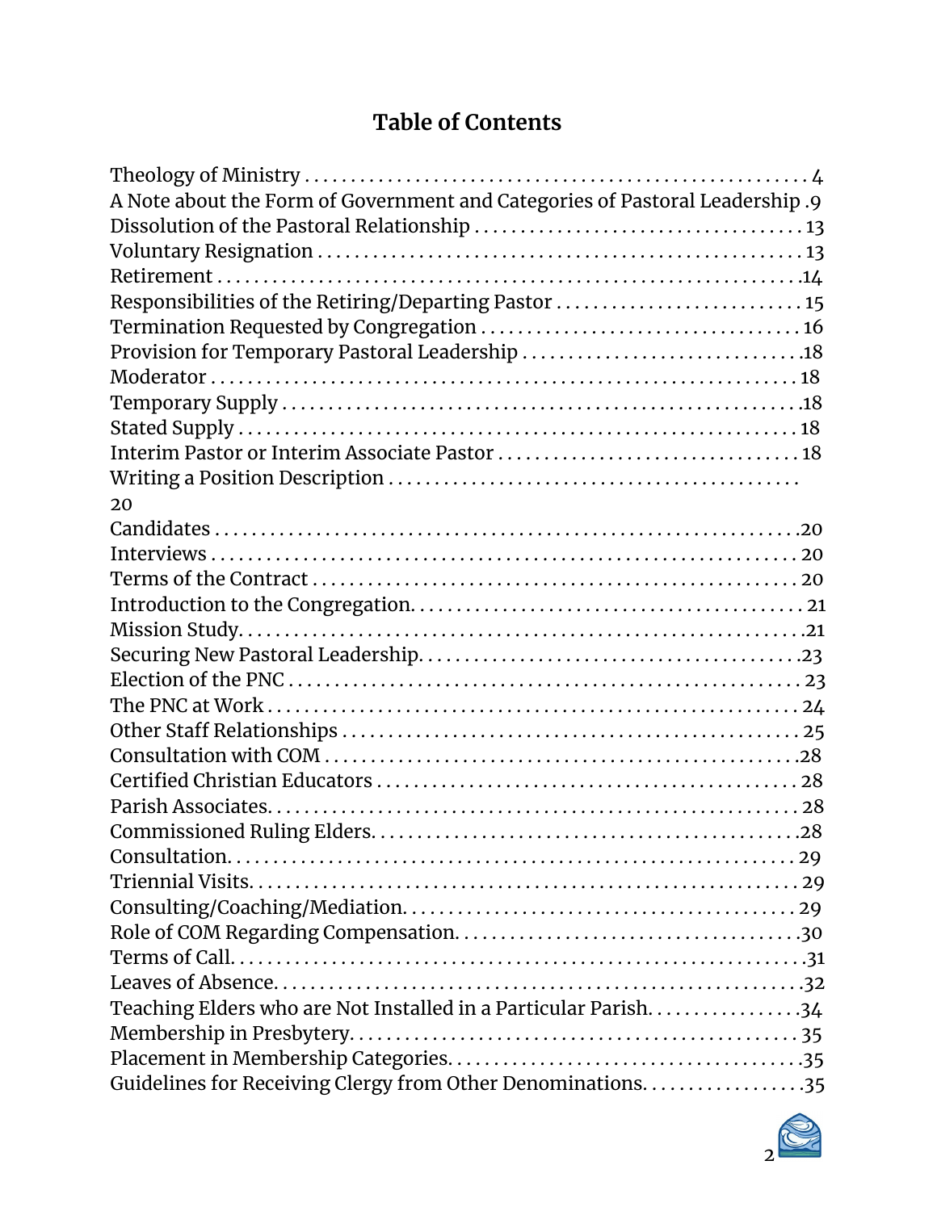# Table of Contents

Theology of Ministry . . . . . . . . . . . . . . . . . . . . . . . . . . . . . . . . . . . . . . . . . . . . . . . . . . . . . 4
A Note about the Form of Government and Categories of Pastoral Leadership . 9
Dissolution of the Pastoral Relationship . . . . . . . . . . . . . . . . . . . . . . . . . . . . . . . . . . . 13
Voluntary Resignation . . . . . . . . . . . . . . . . . . . . . . . . . . . . . . . . . . . . . . . . . . . . . . . . . . . 13
Retirement . . . . . . . . . . . . . . . . . . . . . . . . . . . . . . . . . . . . . . . . . . . . . . . . . . . . . . . . . . . . 14
Responsibilities of the Retiring/Departing Pastor . . . . . . . . . . . . . . . . . . . . . . . . . . . 15
Termination Requested by Congregation . . . . . . . . . . . . . . . . . . . . . . . . . . . . . . . . . . . 16
Provision for Temporary Pastoral Leadership . . . . . . . . . . . . . . . . . . . . . . . . . . . . . . 18
Moderator . . . . . . . . . . . . . . . . . . . . . . . . . . . . . . . . . . . . . . . . . . . . . . . . . . . . . . . . . . . . 18
Temporary Supply . . . . . . . . . . . . . . . . . . . . . . . . . . . . . . . . . . . . . . . . . . . . . . . . . . . . . . 18
Stated Supply . . . . . . . . . . . . . . . . . . . . . . . . . . . . . . . . . . . . . . . . . . . . . . . . . . . . . . . . . 18
Interim Pastor or Interim Associate Pastor . . . . . . . . . . . . . . . . . . . . . . . . . . . . . . . . . 18
Writing a Position Description . . . . . . . . . . . . . . . . . . . . . . . . . . . . . . . . . . . . . . . . . . . . 20
Candidates . . . . . . . . . . . . . . . . . . . . . . . . . . . . . . . . . . . . . . . . . . . . . . . . . . . . . . . . . . . . 20
Interviews . . . . . . . . . . . . . . . . . . . . . . . . . . . . . . . . . . . . . . . . . . . . . . . . . . . . . . . . . . . . 20
Terms of the Contract . . . . . . . . . . . . . . . . . . . . . . . . . . . . . . . . . . . . . . . . . . . . . . . . . . . 20
Introduction to the Congregation. . . . . . . . . . . . . . . . . . . . . . . . . . . . . . . . . . . . . . . . . . 21
Mission Study. . . . . . . . . . . . . . . . . . . . . . . . . . . . . . . . . . . . . . . . . . . . . . . . . . . . . . . . . . 21
Securing New Pastoral Leadership. . . . . . . . . . . . . . . . . . . . . . . . . . . . . . . . . . . . . . . . . 23
Election of the PNC . . . . . . . . . . . . . . . . . . . . . . . . . . . . . . . . . . . . . . . . . . . . . . . . . . . . . 23
The PNC at Work . . . . . . . . . . . . . . . . . . . . . . . . . . . . . . . . . . . . . . . . . . . . . . . . . . . . . . . 24
Other Staff Relationships . . . . . . . . . . . . . . . . . . . . . . . . . . . . . . . . . . . . . . . . . . . . . . . . 25
Consultation with COM . . . . . . . . . . . . . . . . . . . . . . . . . . . . . . . . . . . . . . . . . . . . . . . . . . 28
Certified Christian Educators . . . . . . . . . . . . . . . . . . . . . . . . . . . . . . . . . . . . . . . . . . . . . 28
Parish Associates. . . . . . . . . . . . . . . . . . . . . . . . . . . . . . . . . . . . . . . . . . . . . . . . . . . . . . . 28
Commissioned Ruling Elders. . . . . . . . . . . . . . . . . . . . . . . . . . . . . . . . . . . . . . . . . . . . . . 28
Consultation. . . . . . . . . . . . . . . . . . . . . . . . . . . . . . . . . . . . . . . . . . . . . . . . . . . . . . . . . . . 29
Triennial Visits. . . . . . . . . . . . . . . . . . . . . . . . . . . . . . . . . . . . . . . . . . . . . . . . . . . . . . . . . 29
Consulting/Coaching/Mediation. . . . . . . . . . . . . . . . . . . . . . . . . . . . . . . . . . . . . . . . . . . 29
Role of COM Regarding Compensation. . . . . . . . . . . . . . . . . . . . . . . . . . . . . . . . . . . . . . 30
Terms of Call. . . . . . . . . . . . . . . . . . . . . . . . . . . . . . . . . . . . . . . . . . . . . . . . . . . . . . . . . . . 31
Leaves of Absence. . . . . . . . . . . . . . . . . . . . . . . . . . . . . . . . . . . . . . . . . . . . . . . . . . . . . . . 32
Teaching Elders who are Not Installed in a Particular Parish. . . . . . . . . . . . . . . . . . 34
Membership in Presbytery. . . . . . . . . . . . . . . . . . . . . . . . . . . . . . . . . . . . . . . . . . . . . . . . 35
Placement in Membership Categories. . . . . . . . . . . . . . . . . . . . . . . . . . . . . . . . . . . . . . 35
Guidelines for Receiving Clergy from Other Denominations. . . . . . . . . . . . . . . . . . . 35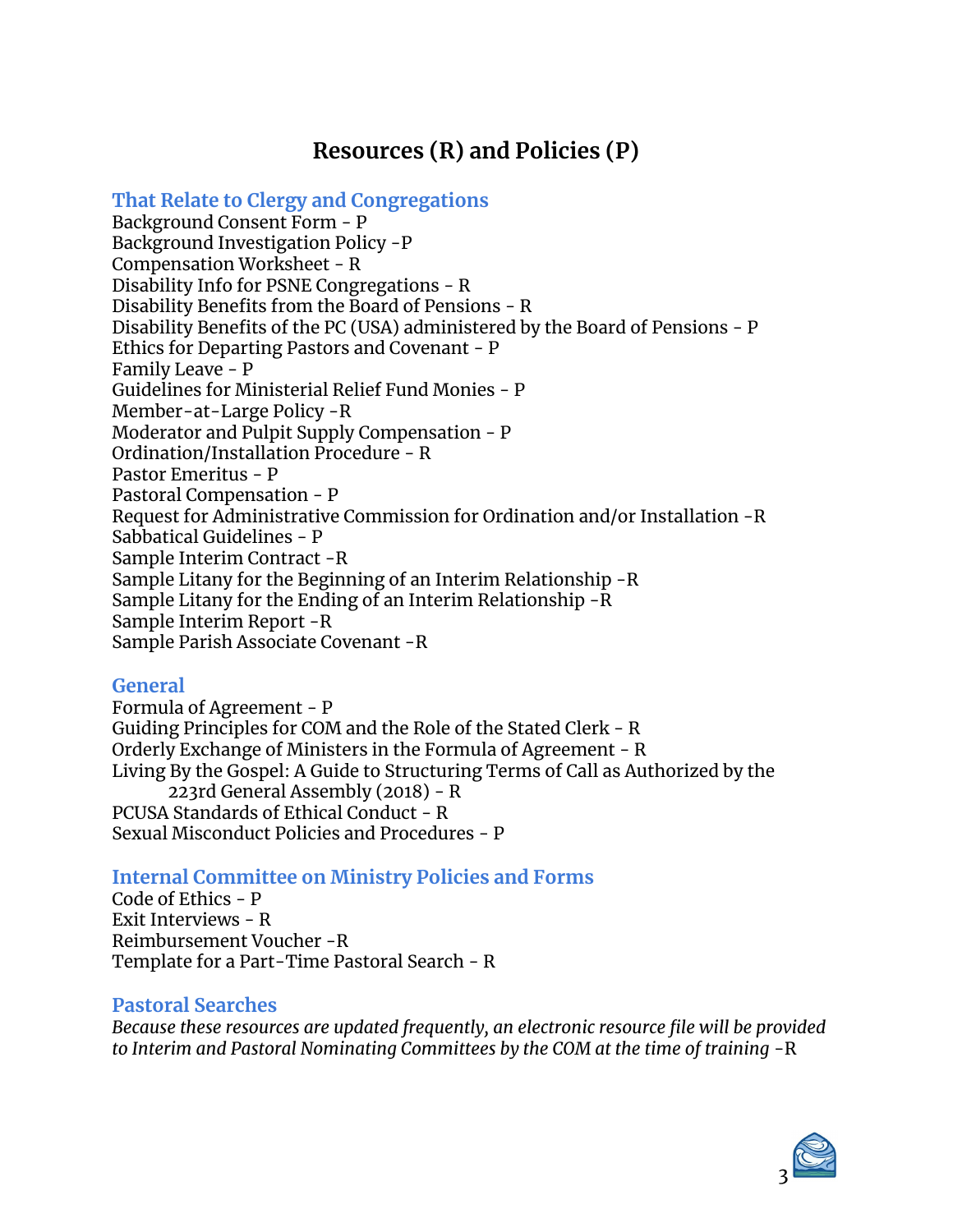# Resources (R) and Policies (P)

## That Relate to Clergy and Congregations

Background Consent Form - P
Background Investigation Policy -P
Compensation Worksheet - R
Disability Info for PSNE Congregations - R
Disability Benefits from the Board of Pensions - R
Disability Benefits of the PC (USA) administered by the Board of Pensions - P
Ethics for Departing Pastors and Covenant - P
Family Leave - P
Guidelines for Ministerial Relief Fund Monies - P
Member-at-Large Policy -R
Moderator and Pulpit Supply Compensation - P
Ordination/Installation Procedure - R
Pastor Emeritus - P
Pastoral Compensation - P
Request for Administrative Commission for Ordination and/or Installation -R
Sabbatical Guidelines - P
Sample Interim Contract -R
Sample Litany for the Beginning of an Interim Relationship -R
Sample Litany for the Ending of an Interim Relationship -R
Sample Interim Report -R
Sample Parish Associate Covenant -R

## General

Formula of Agreement - P
Guiding Principles for COM and the Role of the Stated Clerk - R
Orderly Exchange of Ministers in the Formula of Agreement - R
Living By the Gospel: A Guide to Structuring Terms of Call as Authorized by the 223rd General Assembly (2018) - R
PCUSA Standards of Ethical Conduct - R
Sexual Misconduct Policies and Procedures - P

## Internal Committee on Ministry Policies and Forms

Code of Ethics - P
Exit Interviews - R
Reimbursement Voucher -R
Template for a Part-Time Pastoral Search - R

## Pastoral Searches

*Because these resources are updated frequently, an electronic resource file will be provided to Interim and Pastoral Nominating Committees by the COM at the time of training* -R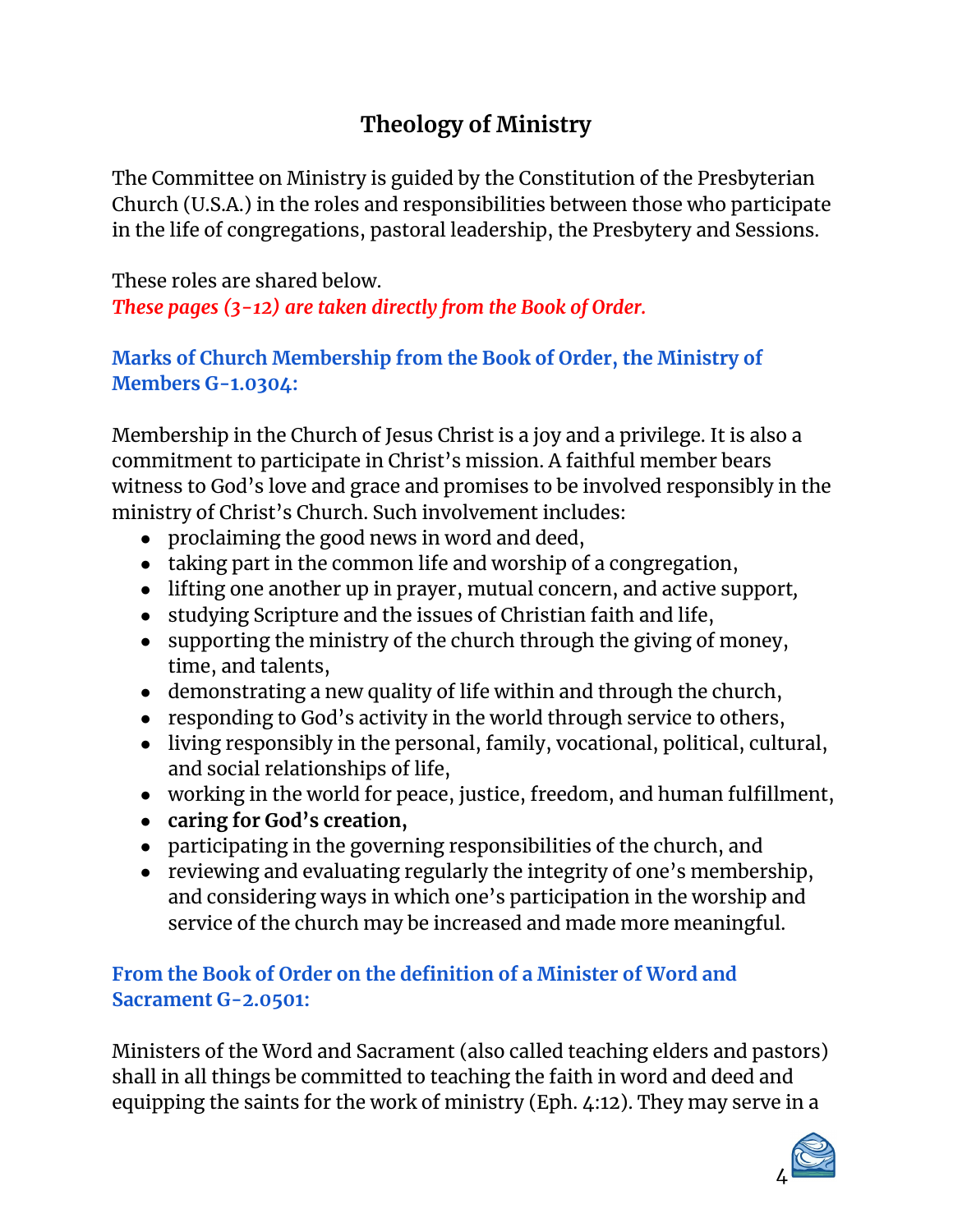# Theology of Ministry

The Committee on Ministry is guided by the Constitution of the Presbyterian Church (U.S.A.) in the roles and responsibilities between those who participate in the life of congregations, pastoral leadership, the Presbytery and Sessions.

These roles are shared below.
***These pages (3-12) are taken directly from the Book of Order.***

### Marks of Church Membership from the Book of Order, the Ministry of Members G-1.0304:

Membership in the Church of Jesus Christ is a joy and a privilege. It is also a commitment to participate in Christ's mission. A faithful member bears witness to God's love and grace and promises to be involved responsibly in the ministry of Christ's Church. Such involvement includes:

- proclaiming the good news in word and deed,
- taking part in the common life and worship of a congregation,
- lifting one another up in prayer, mutual concern, and active support,
- studying Scripture and the issues of Christian faith and life,
- supporting the ministry of the church through the giving of money, time, and talents,
- demonstrating a new quality of life within and through the church,
- responding to God's activity in the world through service to others,
- living responsibly in the personal, family, vocational, political, cultural, and social relationships of life,
- working in the world for peace, justice, freedom, and human fulfillment,
- **caring for God's creation,**
- participating in the governing responsibilities of the church, and
- reviewing and evaluating regularly the integrity of one's membership, and considering ways in which one's participation in the worship and service of the church may be increased and made more meaningful.

### From the Book of Order on the definition of a Minister of Word and Sacrament G-2.0501:

Ministers of the Word and Sacrament (also called teaching elders and pastors) shall in all things be committed to teaching the faith in word and deed and equipping the saints for the work of ministry (Eph. 4:12). They may serve in a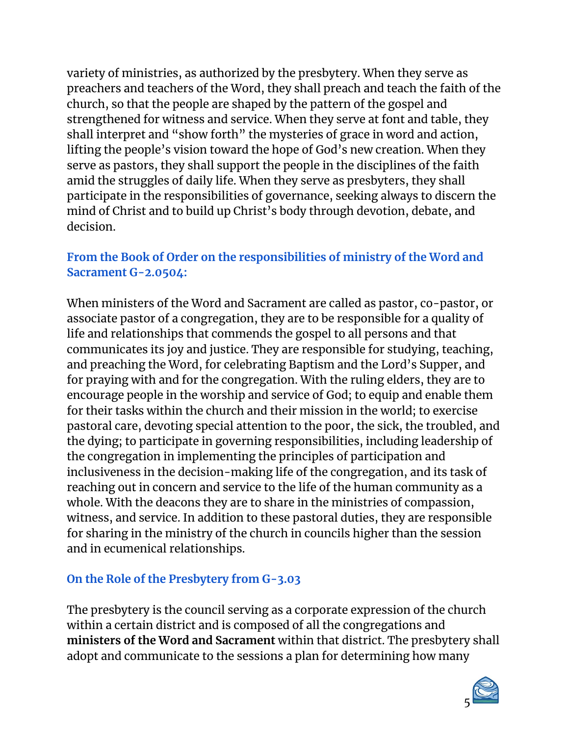variety of ministries, as authorized by the presbytery. When they serve as preachers and teachers of the Word, they shall preach and teach the faith of the church, so that the people are shaped by the pattern of the gospel and strengthened for witness and service. When they serve at font and table, they shall interpret and "show forth" the mysteries of grace in word and action, lifting the people's vision toward the hope of God's new creation. When they serve as pastors, they shall support the people in the disciplines of the faith amid the struggles of daily life. When they serve as presbyters, they shall participate in the responsibilities of governance, seeking always to discern the mind of Christ and to build up Christ's body through devotion, debate, and decision.

### From the Book of Order on the responsibilities of ministry of the Word and Sacrament G-2.0504:

When ministers of the Word and Sacrament are called as pastor, co-pastor, or associate pastor of a congregation, they are to be responsible for a quality of life and relationships that commends the gospel to all persons and that communicates its joy and justice. They are responsible for studying, teaching, and preaching the Word, for celebrating Baptism and the Lord's Supper, and for praying with and for the congregation. With the ruling elders, they are to encourage people in the worship and service of God; to equip and enable them for their tasks within the church and their mission in the world; to exercise pastoral care, devoting special attention to the poor, the sick, the troubled, and the dying; to participate in governing responsibilities, including leadership of the congregation in implementing the principles of participation and inclusiveness in the decision-making life of the congregation, and its task of reaching out in concern and service to the life of the human community as a whole. With the deacons they are to share in the ministries of compassion, witness, and service. In addition to these pastoral duties, they are responsible for sharing in the ministry of the church in councils higher than the session and in ecumenical relationships.

### On the Role of the Presbytery from G-3.03

The presbytery is the council serving as a corporate expression of the church within a certain district and is composed of all the congregations and **ministers of the Word and Sacrament** within that district. The presbytery shall adopt and communicate to the sessions a plan for determining how many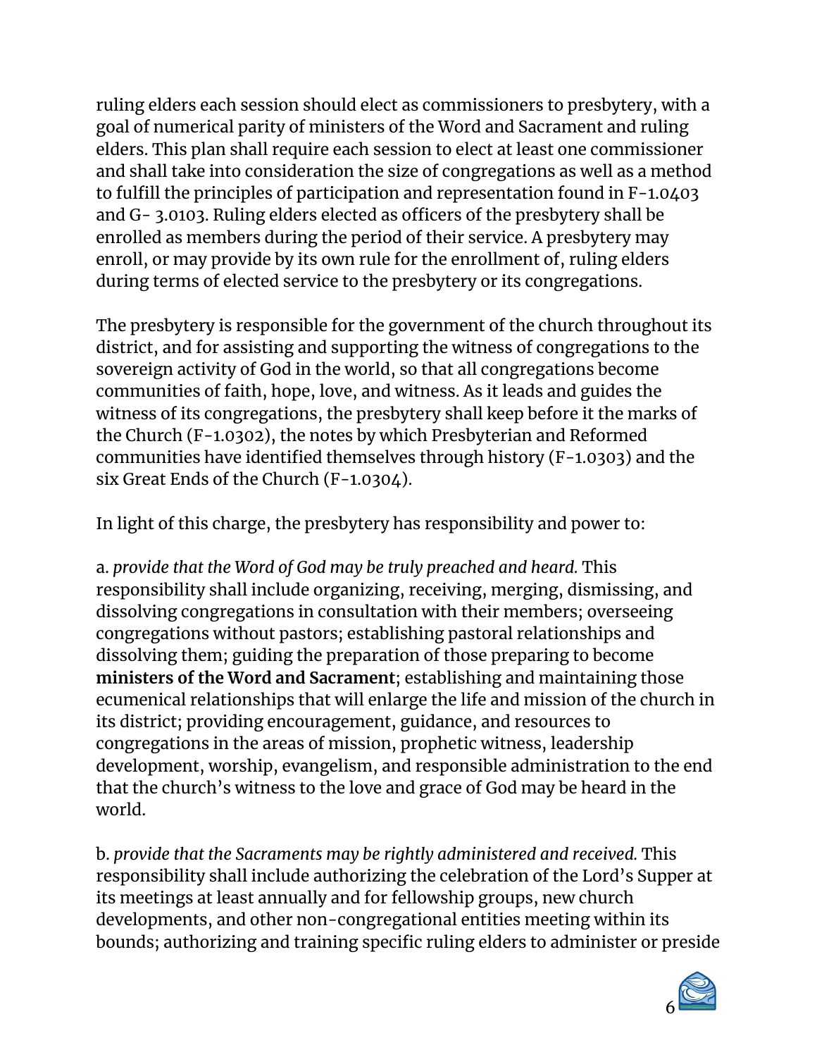ruling elders each session should elect as commissioners to presbytery, with a goal of numerical parity of ministers of the Word and Sacrament and ruling elders. This plan shall require each session to elect at least one commissioner and shall take into consideration the size of congregations as well as a method to fulfill the principles of participation and representation found in F-1.0403 and G- 3.0103. Ruling elders elected as officers of the presbytery shall be enrolled as members during the period of their service. A presbytery may enroll, or may provide by its own rule for the enrollment of, ruling elders during terms of elected service to the presbytery or its congregations.

The presbytery is responsible for the government of the church throughout its district, and for assisting and supporting the witness of congregations to the sovereign activity of God in the world, so that all congregations become communities of faith, hope, love, and witness. As it leads and guides the witness of its congregations, the presbytery shall keep before it the marks of the Church (F-1.0302), the notes by which Presbyterian and Reformed communities have identified themselves through history (F-1.0303) and the six Great Ends of the Church (F-1.0304).

In light of this charge, the presbytery has responsibility and power to:

a. *provide that the Word of God may be truly preached and heard.* This responsibility shall include organizing, receiving, merging, dismissing, and dissolving congregations in consultation with their members; overseeing congregations without pastors; establishing pastoral relationships and dissolving them; guiding the preparation of those preparing to become **ministers of the Word and Sacrament**; establishing and maintaining those ecumenical relationships that will enlarge the life and mission of the church in its district; providing encouragement, guidance, and resources to congregations in the areas of mission, prophetic witness, leadership development, worship, evangelism, and responsible administration to the end that the church's witness to the love and grace of God may be heard in the world.

b. *provide that the Sacraments may be rightly administered and received.* This responsibility shall include authorizing the celebration of the Lord's Supper at its meetings at least annually and for fellowship groups, new church developments, and other non-congregational entities meeting within its bounds; authorizing and training specific ruling elders to administer or preside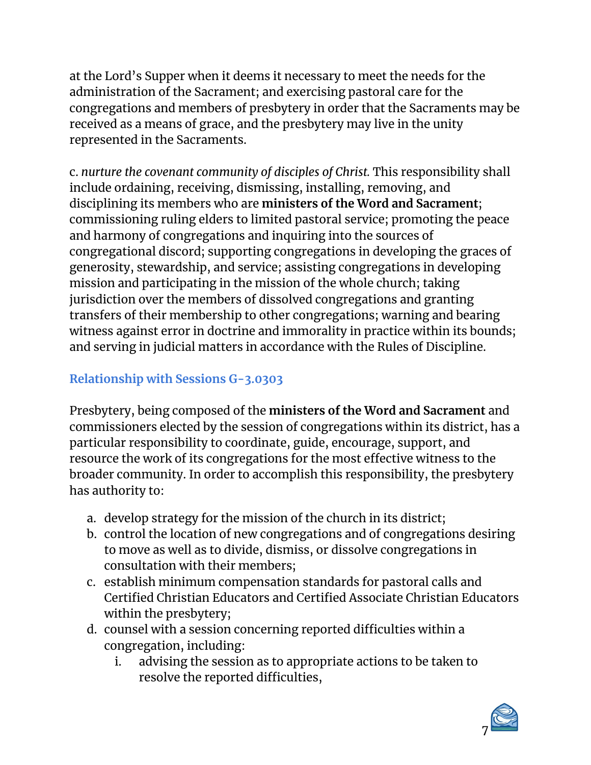at the Lord's Supper when it deems it necessary to meet the needs for the administration of the Sacrament; and exercising pastoral care for the congregations and members of presbytery in order that the Sacraments may be received as a means of grace, and the presbytery may live in the unity represented in the Sacraments.

c. *nurture the covenant community of disciples of Christ.* This responsibility shall include ordaining, receiving, dismissing, installing, removing, and disciplining its members who are **ministers of the Word and Sacrament**; commissioning ruling elders to limited pastoral service; promoting the peace and harmony of congregations and inquiring into the sources of congregational discord; supporting congregations in developing the graces of generosity, stewardship, and service; assisting congregations in developing mission and participating in the mission of the whole church; taking jurisdiction over the members of dissolved congregations and granting transfers of their membership to other congregations; warning and bearing witness against error in doctrine and immorality in practice within its bounds; and serving in judicial matters in accordance with the Rules of Discipline.

### Relationship with Sessions G-3.0303

Presbytery, being composed of the **ministers of the Word and Sacrament** and commissioners elected by the session of congregations within its district, has a particular responsibility to coordinate, guide, encourage, support, and resource the work of its congregations for the most effective witness to the broader community. In order to accomplish this responsibility, the presbytery has authority to:

a. develop strategy for the mission of the church in its district;
b. control the location of new congregations and of congregations desiring to move as well as to divide, dismiss, or dissolve congregations in consultation with their members;
c. establish minimum compensation standards for pastoral calls and Certified Christian Educators and Certified Associate Christian Educators within the presbytery;
d. counsel with a session concerning reported difficulties within a congregation, including:
    i. advising the session as to appropriate actions to be taken to resolve the reported difficulties,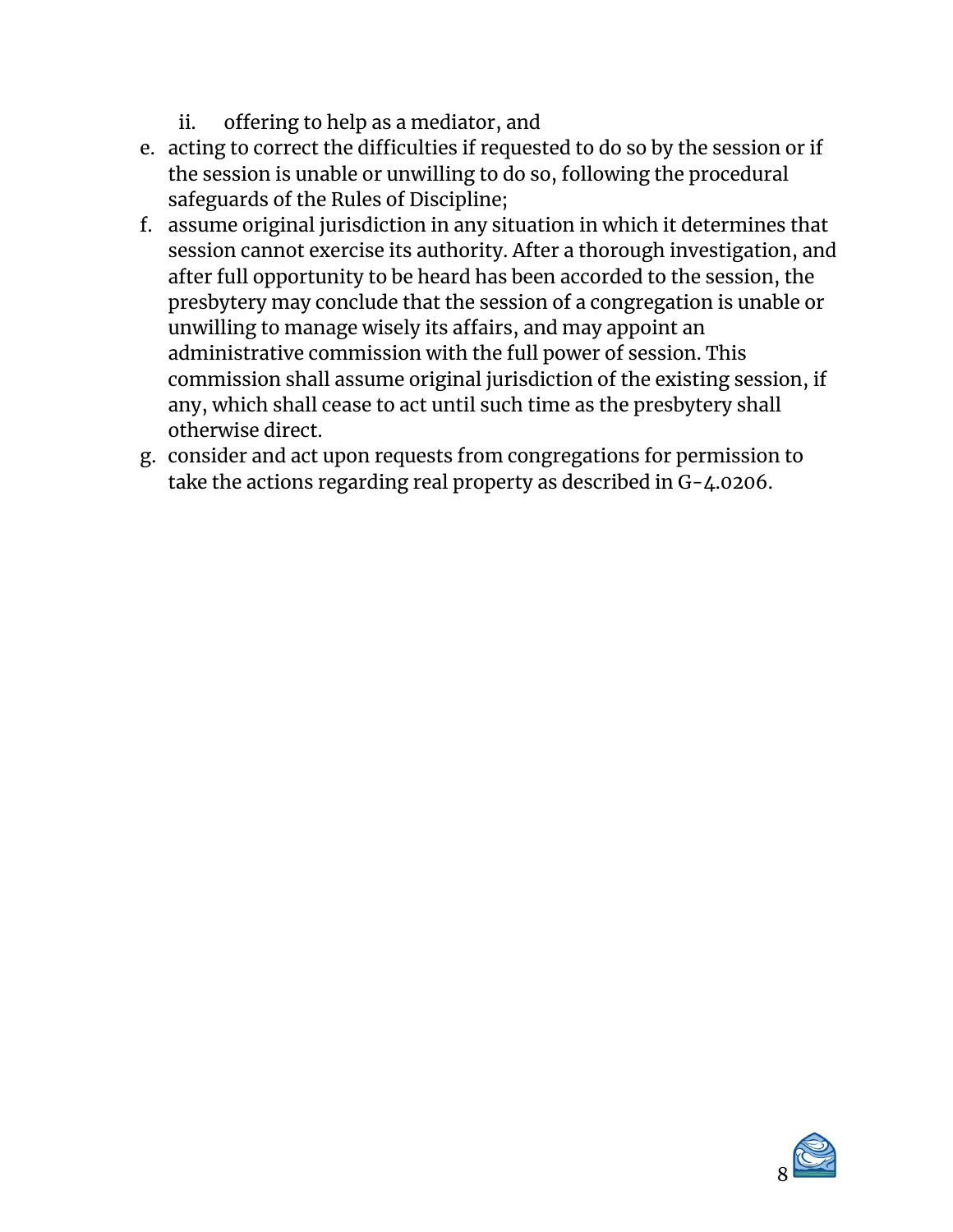ii. offering to help as a mediator, and

e. acting to correct the difficulties if requested to do so by the session or if the session is unable or unwilling to do so, following the procedural safeguards of the Rules of Discipline;
f. assume original jurisdiction in any situation in which it determines that session cannot exercise its authority. After a thorough investigation, and after full opportunity to be heard has been accorded to the session, the presbytery may conclude that the session of a congregation is unable or unwilling to manage wisely its affairs, and may appoint an administrative commission with the full power of session. This commission shall assume original jurisdiction of the existing session, if any, which shall cease to act until such time as the presbytery shall otherwise direct.
g. consider and act upon requests from congregations for permission to take the actions regarding real property as described in G-4.0206.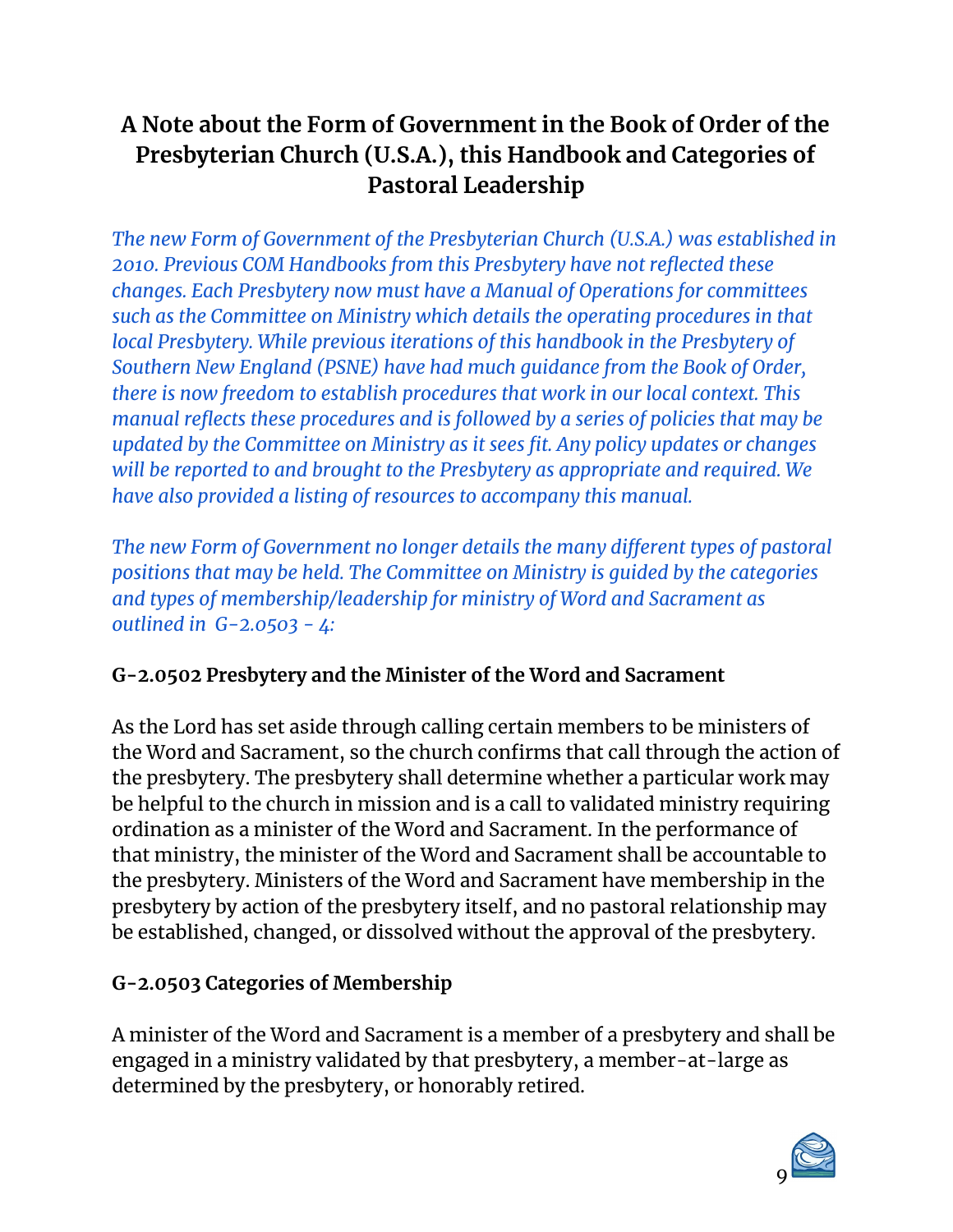## A Note about the Form of Government in the Book of Order of the Presbyterian Church (U.S.A.), this Handbook and Categories of Pastoral Leadership

*The new Form of Government of the Presbyterian Church (U.S.A.) was established in 2010. Previous COM Handbooks from this Presbytery have not reflected these changes. Each Presbytery now must have a Manual of Operations for committees such as the Committee on Ministry which details the operating procedures in that local Presbytery. While previous iterations of this handbook in the Presbytery of Southern New England (PSNE) have had much guidance from the Book of Order, there is now freedom to establish procedures that work in our local context. This manual reflects these procedures and is followed by a series of policies that may be updated by the Committee on Ministry as it sees fit. Any policy updates or changes will be reported to and brought to the Presbytery as appropriate and required. We have also provided a listing of resources to accompany this manual.*

*The new Form of Government no longer details the many different types of pastoral positions that may be held. The Committee on Ministry is guided by the categories and types of membership/leadership for ministry of Word and Sacrament as outlined in G-2.0503 - 4:*

### G-2.0502 Presbytery and the Minister of the Word and Sacrament

As the Lord has set aside through calling certain members to be ministers of the Word and Sacrament, so the church confirms that call through the action of the presbytery. The presbytery shall determine whether a particular work may be helpful to the church in mission and is a call to validated ministry requiring ordination as a minister of the Word and Sacrament. In the performance of that ministry, the minister of the Word and Sacrament shall be accountable to the presbytery. Ministers of the Word and Sacrament have membership in the presbytery by action of the presbytery itself, and no pastoral relationship may be established, changed, or dissolved without the approval of the presbytery.

### G-2.0503 Categories of Membership

A minister of the Word and Sacrament is a member of a presbytery and shall be engaged in a ministry validated by that presbytery, a member-at-large as determined by the presbytery, or honorably retired.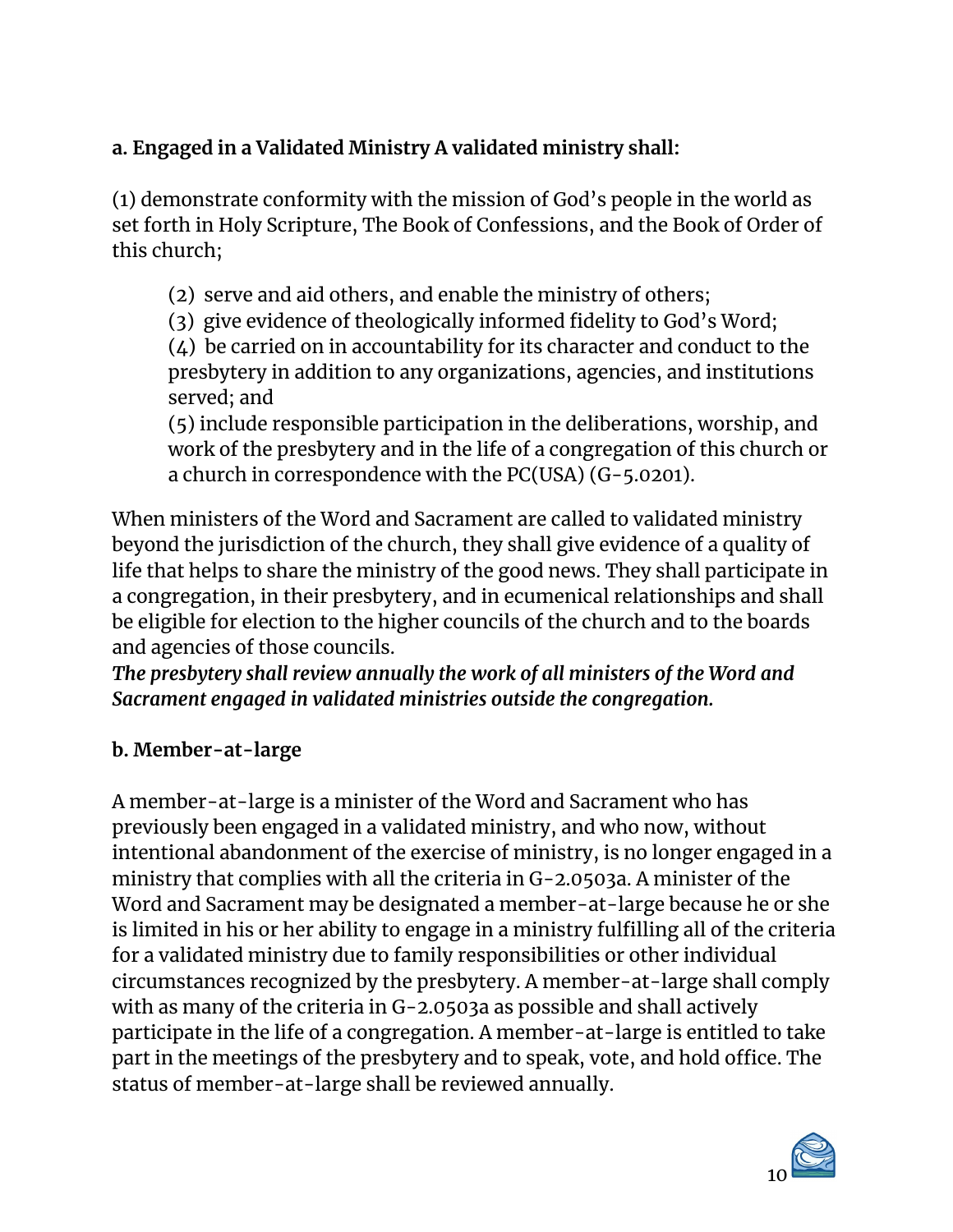**a. Engaged in a Validated Ministry A validated ministry shall:**

(1) demonstrate conformity with the mission of God's people in the world as set forth in Holy Scripture, The Book of Confessions, and the Book of Order of this church;

> (2) serve and aid others, and enable the ministry of others;
> (3) give evidence of theologically informed fidelity to God's Word;
> (4) be carried on in accountability for its character and conduct to the presbytery in addition to any organizations, agencies, and institutions served; and
> (5) include responsible participation in the deliberations, worship, and work of the presbytery and in the life of a congregation of this church or a church in correspondence with the PC(USA) (G-5.0201).

When ministers of the Word and Sacrament are called to validated ministry beyond the jurisdiction of the church, they shall give evidence of a quality of life that helps to share the ministry of the good news. They shall participate in a congregation, in their presbytery, and in ecumenical relationships and shall be eligible for election to the higher councils of the church and to the boards and agencies of those councils.
***The presbytery shall review annually the work of all ministers of the Word and Sacrament engaged in validated ministries outside the congregation.***

**b. Member-at-large**

A member-at-large is a minister of the Word and Sacrament who has previously been engaged in a validated ministry, and who now, without intentional abandonment of the exercise of ministry, is no longer engaged in a ministry that complies with all the criteria in G-2.0503a. A minister of the Word and Sacrament may be designated a member-at-large because he or she is limited in his or her ability to engage in a ministry fulfilling all of the criteria for a validated ministry due to family responsibilities or other individual circumstances recognized by the presbytery. A member-at-large shall comply with as many of the criteria in G-2.0503a as possible and shall actively participate in the life of a congregation. A member-at-large is entitled to take part in the meetings of the presbytery and to speak, vote, and hold office. The status of member-at-large shall be reviewed annually.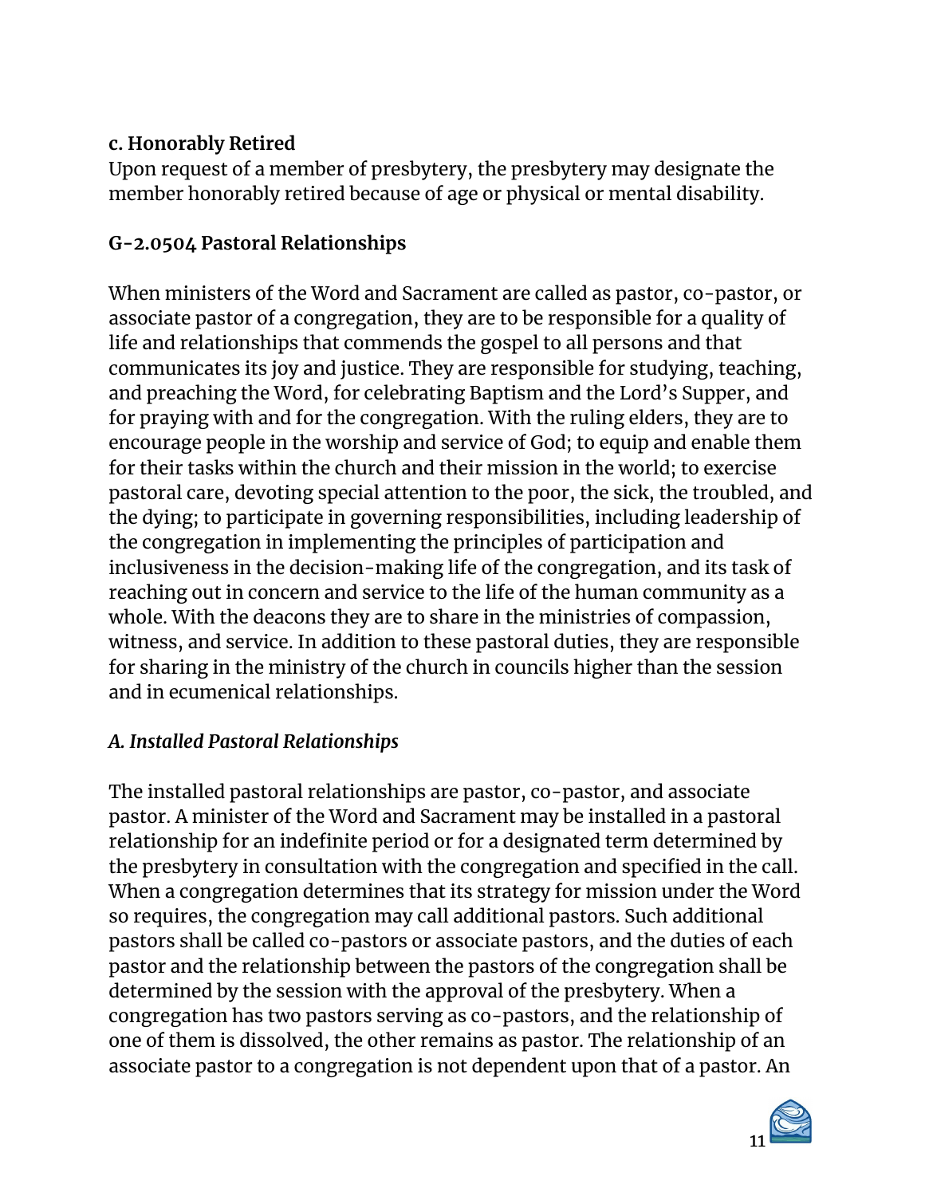**c. Honorably Retired**

Upon request of a member of presbytery, the presbytery may designate the member honorably retired because of age or physical or mental disability.

**G-2.0504 Pastoral Relationships**

When ministers of the Word and Sacrament are called as pastor, co-pastor, or associate pastor of a congregation, they are to be responsible for a quality of life and relationships that commends the gospel to all persons and that communicates its joy and justice. They are responsible for studying, teaching, and preaching the Word, for celebrating Baptism and the Lord's Supper, and for praying with and for the congregation. With the ruling elders, they are to encourage people in the worship and service of God; to equip and enable them for their tasks within the church and their mission in the world; to exercise pastoral care, devoting special attention to the poor, the sick, the troubled, and the dying; to participate in governing responsibilities, including leadership of the congregation in implementing the principles of participation and inclusiveness in the decision-making life of the congregation, and its task of reaching out in concern and service to the life of the human community as a whole. With the deacons they are to share in the ministries of compassion, witness, and service. In addition to these pastoral duties, they are responsible for sharing in the ministry of the church in councils higher than the session and in ecumenical relationships.

***A. Installed Pastoral Relationships***

The installed pastoral relationships are pastor, co-pastor, and associate pastor. A minister of the Word and Sacrament may be installed in a pastoral relationship for an indefinite period or for a designated term determined by the presbytery in consultation with the congregation and specified in the call. When a congregation determines that its strategy for mission under the Word so requires, the congregation may call additional pastors. Such additional pastors shall be called co-pastors or associate pastors, and the duties of each pastor and the relationship between the pastors of the congregation shall be determined by the session with the approval of the presbytery. When a congregation has two pastors serving as co-pastors, and the relationship of one of them is dissolved, the other remains as pastor. The relationship of an associate pastor to a congregation is not dependent upon that of a pastor. An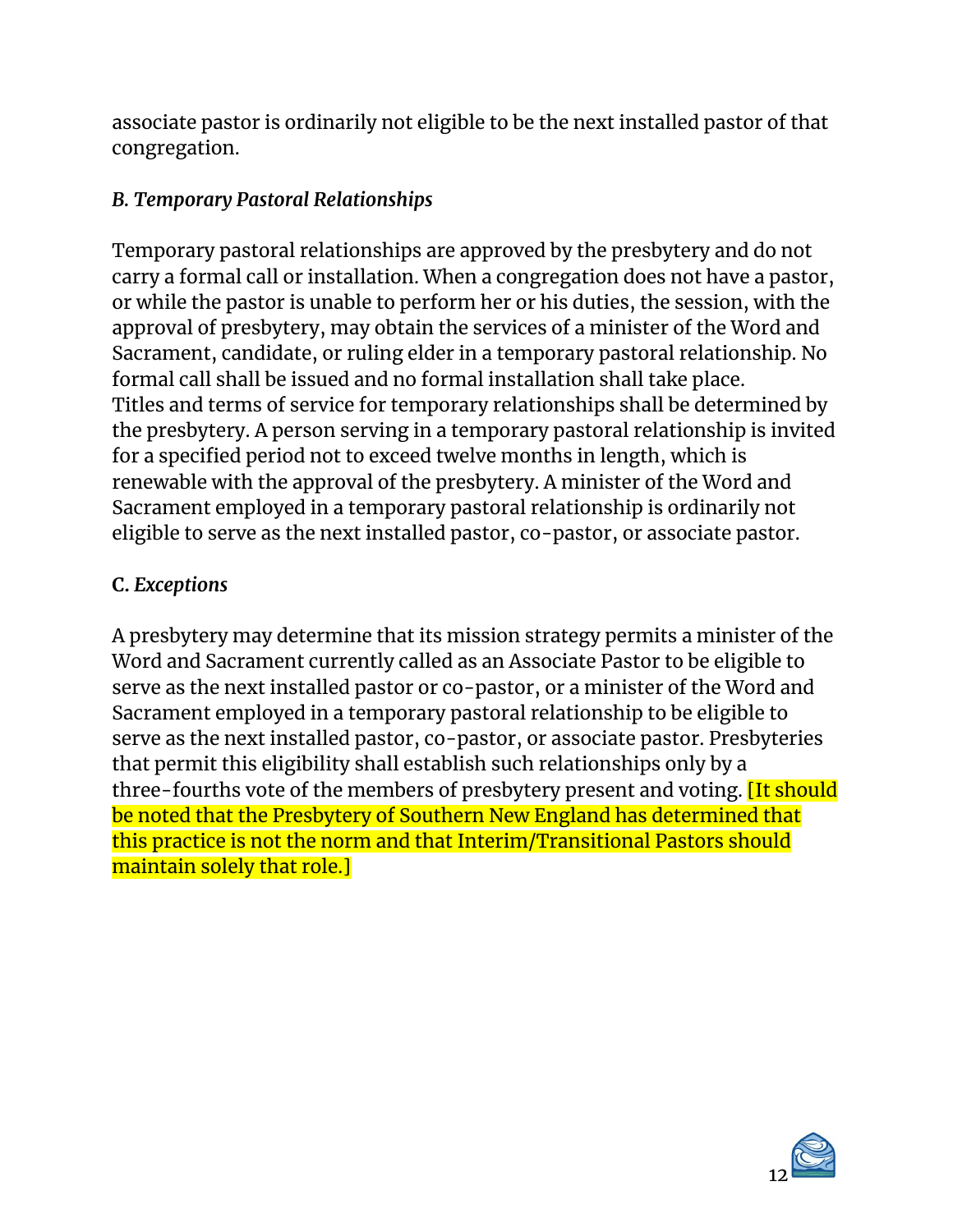associate pastor is ordinarily not eligible to be the next installed pastor of that congregation.

### *B. Temporary Pastoral Relationships*

Temporary pastoral relationships are approved by the presbytery and do not carry a formal call or installation. When a congregation does not have a pastor, or while the pastor is unable to perform her or his duties, the session, with the approval of presbytery, may obtain the services of a minister of the Word and Sacrament, candidate, or ruling elder in a temporary pastoral relationship. No formal call shall be issued and no formal installation shall take place. Titles and terms of service for temporary relationships shall be determined by the presbytery. A person serving in a temporary pastoral relationship is invited for a specified period not to exceed twelve months in length, which is renewable with the approval of the presbytery. A minister of the Word and Sacrament employed in a temporary pastoral relationship is ordinarily not eligible to serve as the next installed pastor, co-pastor, or associate pastor.

### **C.** *Exceptions*

A presbytery may determine that its mission strategy permits a minister of the Word and Sacrament currently called as an Associate Pastor to be eligible to serve as the next installed pastor or co-pastor, or a minister of the Word and Sacrament employed in a temporary pastoral relationship to be eligible to serve as the next installed pastor, co-pastor, or associate pastor. Presbyteries that permit this eligibility shall establish such relationships only by a three-fourths vote of the members of presbytery present and voting. [It should be noted that the Presbytery of Southern New England has determined that this practice is not the norm and that Interim/Transitional Pastors should maintain solely that role.]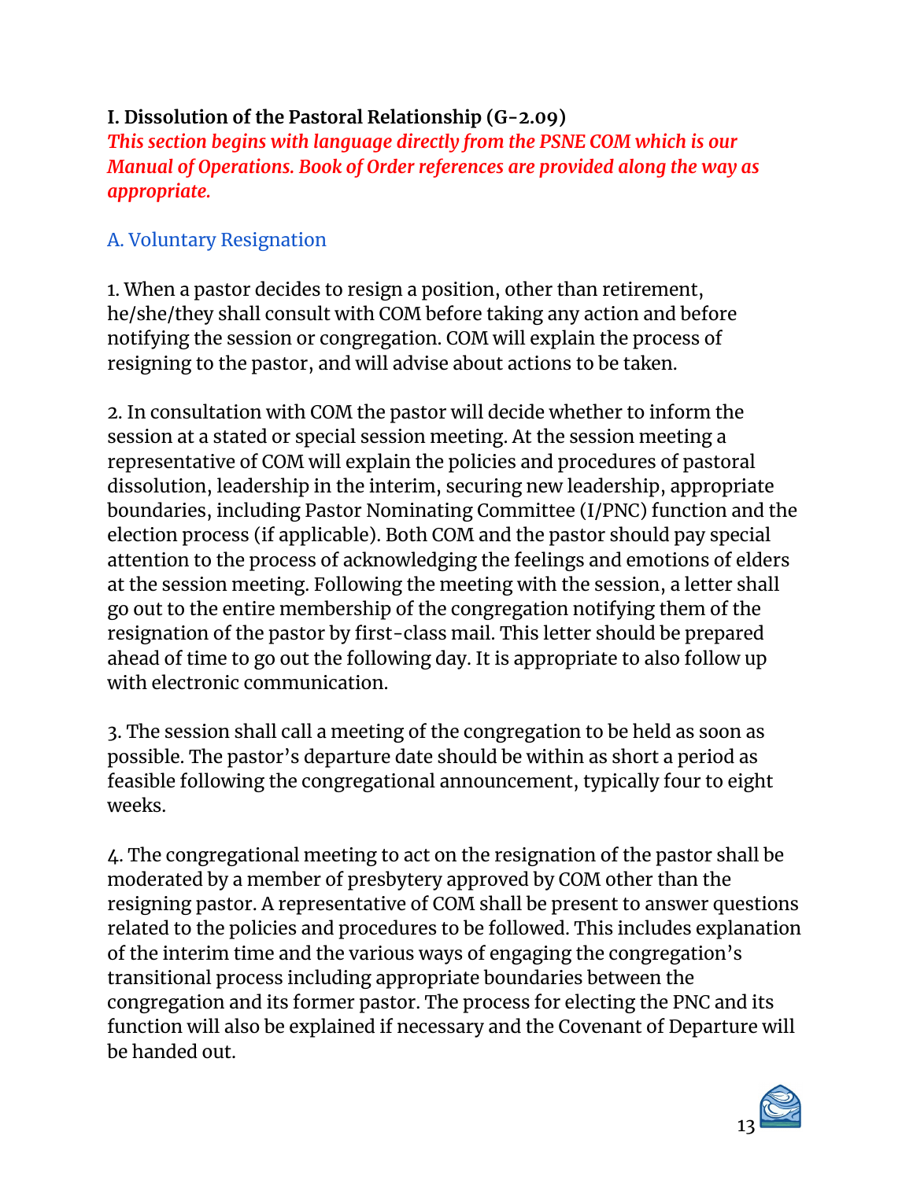## I. Dissolution of the Pastoral Relationship (G-2.09)

***This section begins with language directly from the PSNE COM which is our Manual of Operations. Book of Order references are provided along the way as appropriate.***

### A. Voluntary Resignation

1. When a pastor decides to resign a position, other than retirement, he/she/they shall consult with COM before taking any action and before notifying the session or congregation. COM will explain the process of resigning to the pastor, and will advise about actions to be taken.

2. In consultation with COM the pastor will decide whether to inform the session at a stated or special session meeting. At the session meeting a representative of COM will explain the policies and procedures of pastoral dissolution, leadership in the interim, securing new leadership, appropriate boundaries, including Pastor Nominating Committee (I/PNC) function and the election process (if applicable). Both COM and the pastor should pay special attention to the process of acknowledging the feelings and emotions of elders at the session meeting. Following the meeting with the session, a letter shall go out to the entire membership of the congregation notifying them of the resignation of the pastor by first-class mail. This letter should be prepared ahead of time to go out the following day. It is appropriate to also follow up with electronic communication.

3. The session shall call a meeting of the congregation to be held as soon as possible. The pastor's departure date should be within as short a period as feasible following the congregational announcement, typically four to eight weeks.

4. The congregational meeting to act on the resignation of the pastor shall be moderated by a member of presbytery approved by COM other than the resigning pastor. A representative of COM shall be present to answer questions related to the policies and procedures to be followed. This includes explanation of the interim time and the various ways of engaging the congregation's transitional process including appropriate boundaries between the congregation and its former pastor. The process for electing the PNC and its function will also be explained if necessary and the Covenant of Departure will be handed out.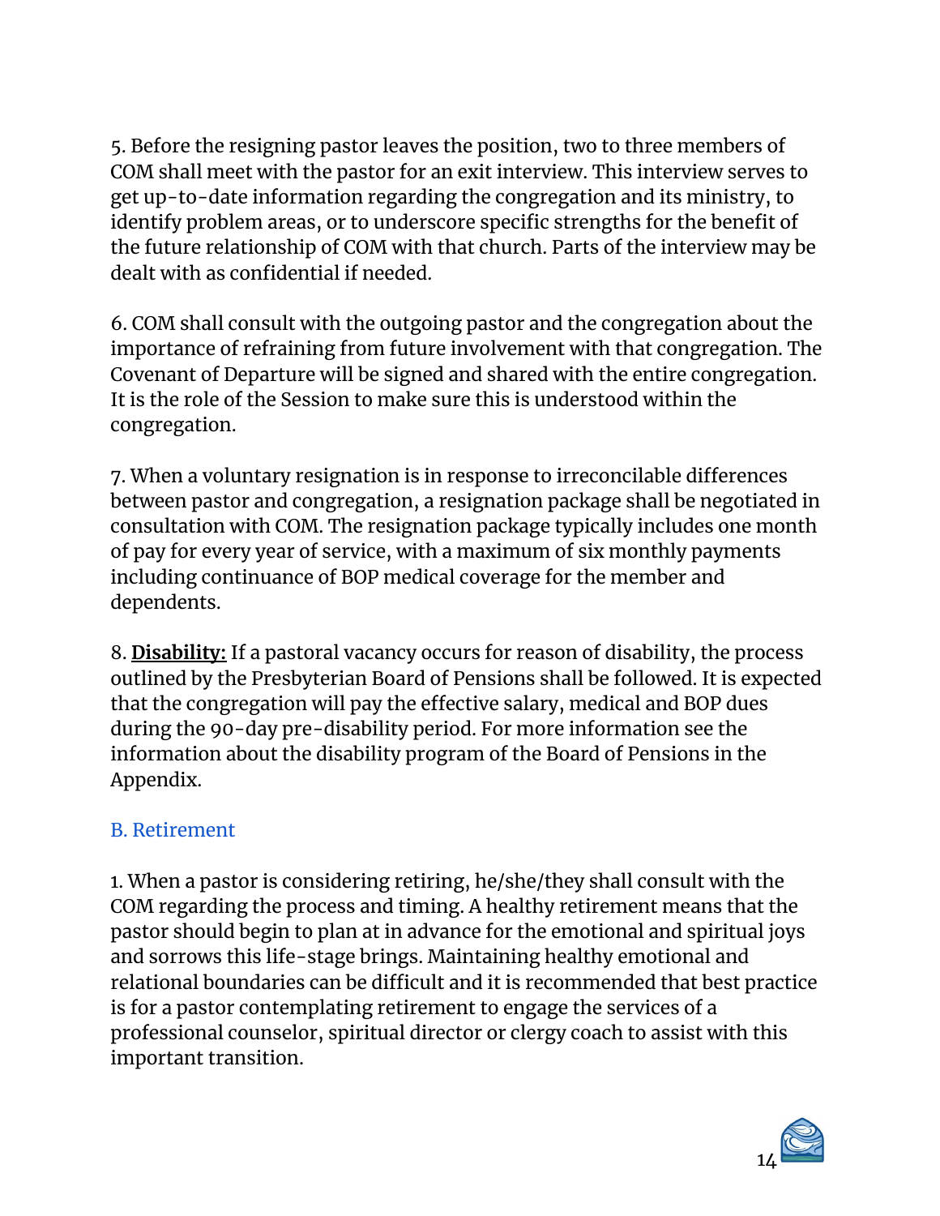5. Before the resigning pastor leaves the position, two to three members of COM shall meet with the pastor for an exit interview. This interview serves to get up-to-date information regarding the congregation and its ministry, to identify problem areas, or to underscore specific strengths for the benefit of the future relationship of COM with that church. Parts of the interview may be dealt with as confidential if needed.

6. COM shall consult with the outgoing pastor and the congregation about the importance of refraining from future involvement with that congregation. The Covenant of Departure will be signed and shared with the entire congregation. It is the role of the Session to make sure this is understood within the congregation.

7. When a voluntary resignation is in response to irreconcilable differences between pastor and congregation, a resignation package shall be negotiated in consultation with COM. The resignation package typically includes one month of pay for every year of service, with a maximum of six monthly payments including continuance of BOP medical coverage for the member and dependents.

8. **Disability:** If a pastoral vacancy occurs for reason of disability, the process outlined by the Presbyterian Board of Pensions shall be followed. It is expected that the congregation will pay the effective salary, medical and BOP dues during the 90-day pre-disability period. For more information see the information about the disability program of the Board of Pensions in the Appendix.

### B. Retirement

1. When a pastor is considering retiring, he/she/they shall consult with the COM regarding the process and timing. A healthy retirement means that the pastor should begin to plan at in advance for the emotional and spiritual joys and sorrows this life-stage brings. Maintaining healthy emotional and relational boundaries can be difficult and it is recommended that best practice is for a pastor contemplating retirement to engage the services of a professional counselor, spiritual director or clergy coach to assist with this important transition.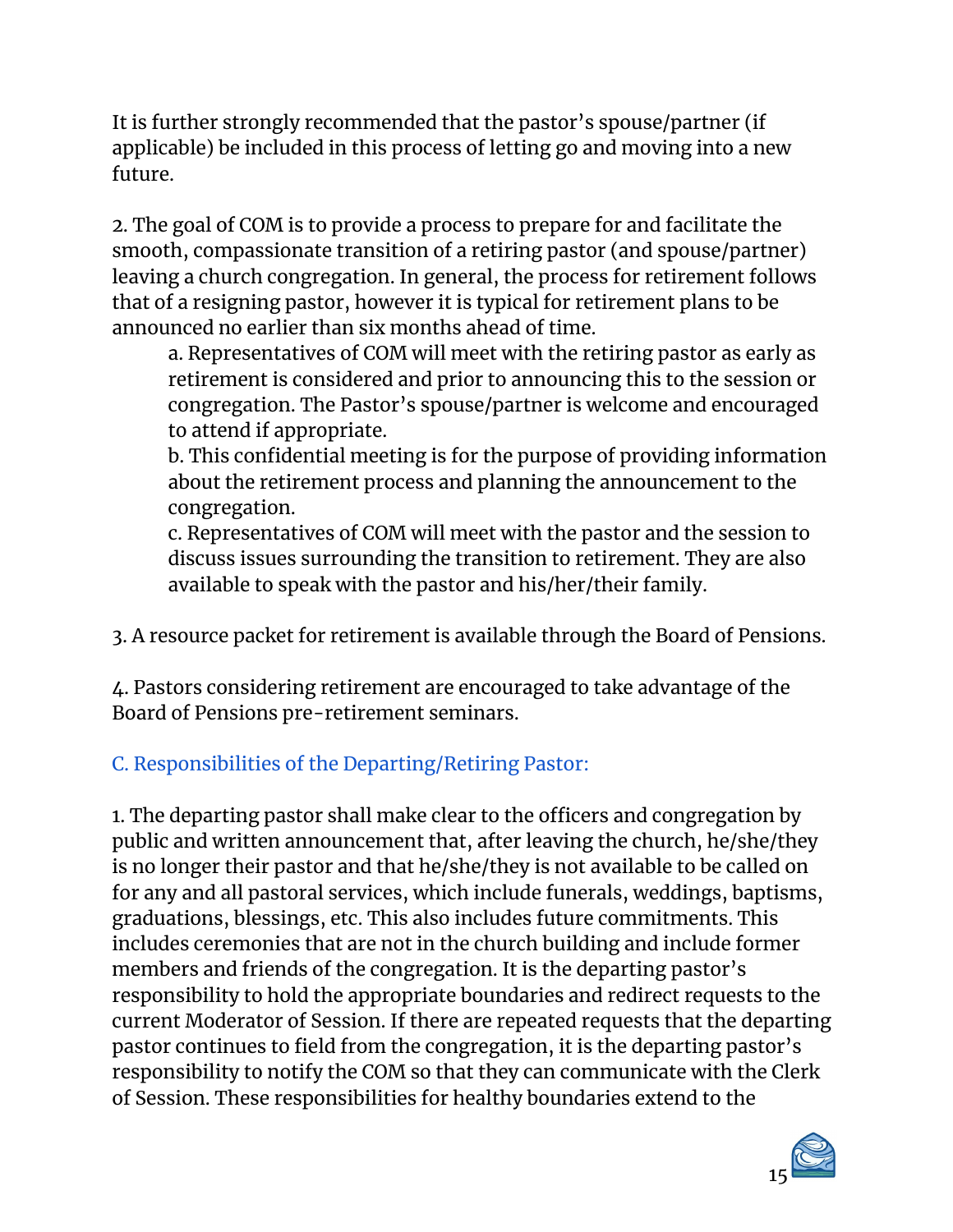It is further strongly recommended that the pastor's spouse/partner (if applicable) be included in this process of letting go and moving into a new future.

2. The goal of COM is to provide a process to prepare for and facilitate the smooth, compassionate transition of a retiring pastor (and spouse/partner) leaving a church congregation. In general, the process for retirement follows that of a resigning pastor, however it is typical for retirement plans to be announced no earlier than six months ahead of time.

   a. Representatives of COM will meet with the retiring pastor as early as retirement is considered and prior to announcing this to the session or congregation. The Pastor's spouse/partner is welcome and encouraged to attend if appropriate.
   
   b. This confidential meeting is for the purpose of providing information about the retirement process and planning the announcement to the congregation.
   
   c. Representatives of COM will meet with the pastor and the session to discuss issues surrounding the transition to retirement. They are also available to speak with the pastor and his/her/their family.

3. A resource packet for retirement is available through the Board of Pensions.

4. Pastors considering retirement are encouraged to take advantage of the Board of Pensions pre-retirement seminars.

### C. Responsibilities of the Departing/Retiring Pastor:

1. The departing pastor shall make clear to the officers and congregation by public and written announcement that, after leaving the church, he/she/they is no longer their pastor and that he/she/they is not available to be called on for any and all pastoral services, which include funerals, weddings, baptisms, graduations, blessings, etc. This also includes future commitments. This includes ceremonies that are not in the church building and include former members and friends of the congregation. It is the departing pastor's responsibility to hold the appropriate boundaries and redirect requests to the current Moderator of Session. If there are repeated requests that the departing pastor continues to field from the congregation, it is the departing pastor's responsibility to notify the COM so that they can communicate with the Clerk of Session. These responsibilities for healthy boundaries extend to the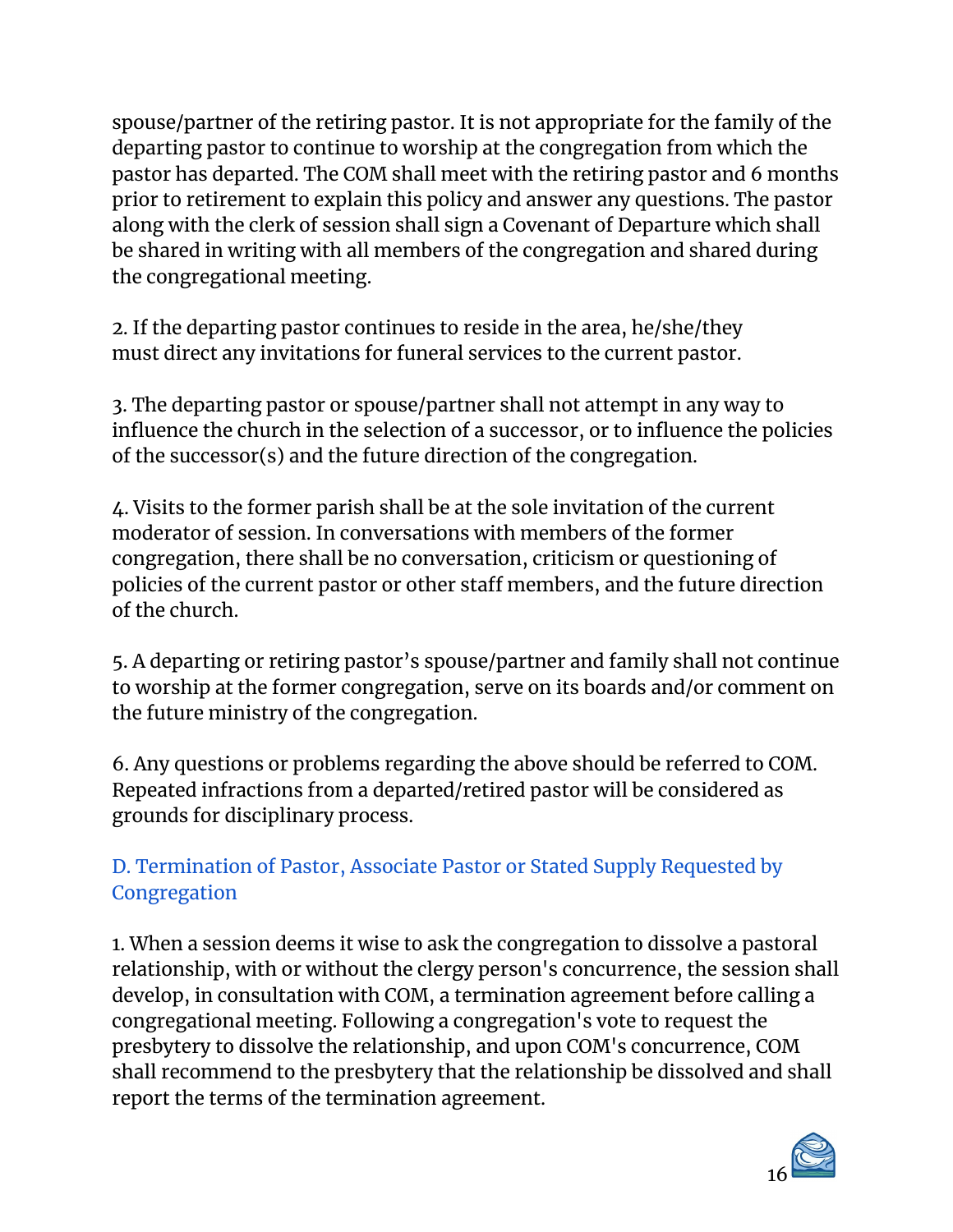spouse/partner of the retiring pastor. It is not appropriate for the family of the departing pastor to continue to worship at the congregation from which the pastor has departed. The COM shall meet with the retiring pastor and 6 months prior to retirement to explain this policy and answer any questions. The pastor along with the clerk of session shall sign a Covenant of Departure which shall be shared in writing with all members of the congregation and shared during the congregational meeting.

2. If the departing pastor continues to reside in the area, he/she/they must direct any invitations for funeral services to the current pastor.

3. The departing pastor or spouse/partner shall not attempt in any way to influence the church in the selection of a successor, or to influence the policies of the successor(s) and the future direction of the congregation.

4. Visits to the former parish shall be at the sole invitation of the current moderator of session. In conversations with members of the former congregation, there shall be no conversation, criticism or questioning of policies of the current pastor or other staff members, and the future direction of the church.

5. A departing or retiring pastor's spouse/partner and family shall not continue to worship at the former congregation, serve on its boards and/or comment on the future ministry of the congregation.

6. Any questions or problems regarding the above should be referred to COM. Repeated infractions from a departed/retired pastor will be considered as grounds for disciplinary process.

### D. Termination of Pastor, Associate Pastor or Stated Supply Requested by Congregation

1. When a session deems it wise to ask the congregation to dissolve a pastoral relationship, with or without the clergy person's concurrence, the session shall develop, in consultation with COM, a termination agreement before calling a congregational meeting. Following a congregation's vote to request the presbytery to dissolve the relationship, and upon COM's concurrence, COM shall recommend to the presbytery that the relationship be dissolved and shall report the terms of the termination agreement.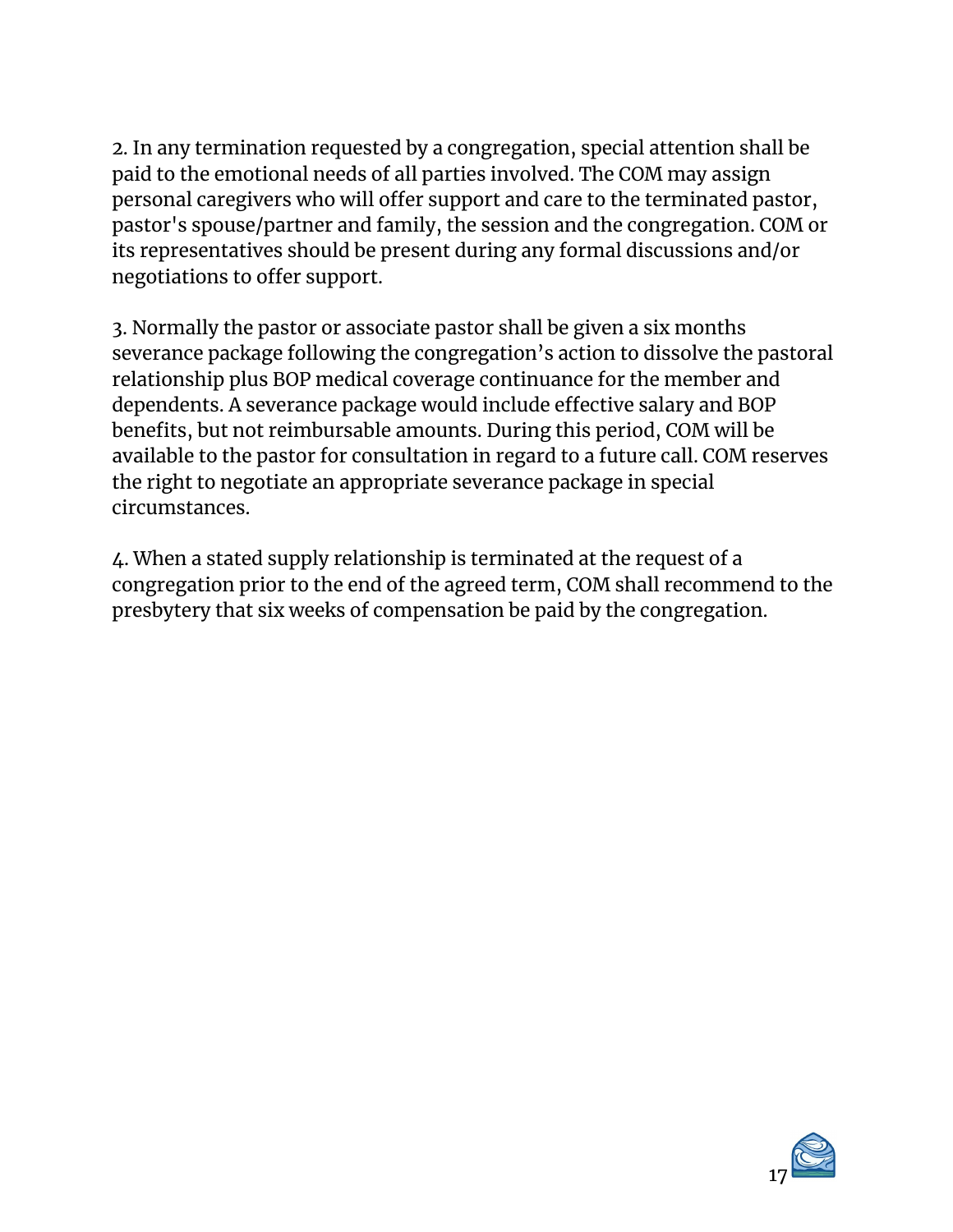2. In any termination requested by a congregation, special attention shall be paid to the emotional needs of all parties involved. The COM may assign personal caregivers who will offer support and care to the terminated pastor, pastor's spouse/partner and family, the session and the congregation. COM or its representatives should be present during any formal discussions and/or negotiations to offer support.

3. Normally the pastor or associate pastor shall be given a six months severance package following the congregation's action to dissolve the pastoral relationship plus BOP medical coverage continuance for the member and dependents. A severance package would include effective salary and BOP benefits, but not reimbursable amounts. During this period, COM will be available to the pastor for consultation in regard to a future call. COM reserves the right to negotiate an appropriate severance package in special circumstances.

4. When a stated supply relationship is terminated at the request of a congregation prior to the end of the agreed term, COM shall recommend to the presbytery that six weeks of compensation be paid by the congregation.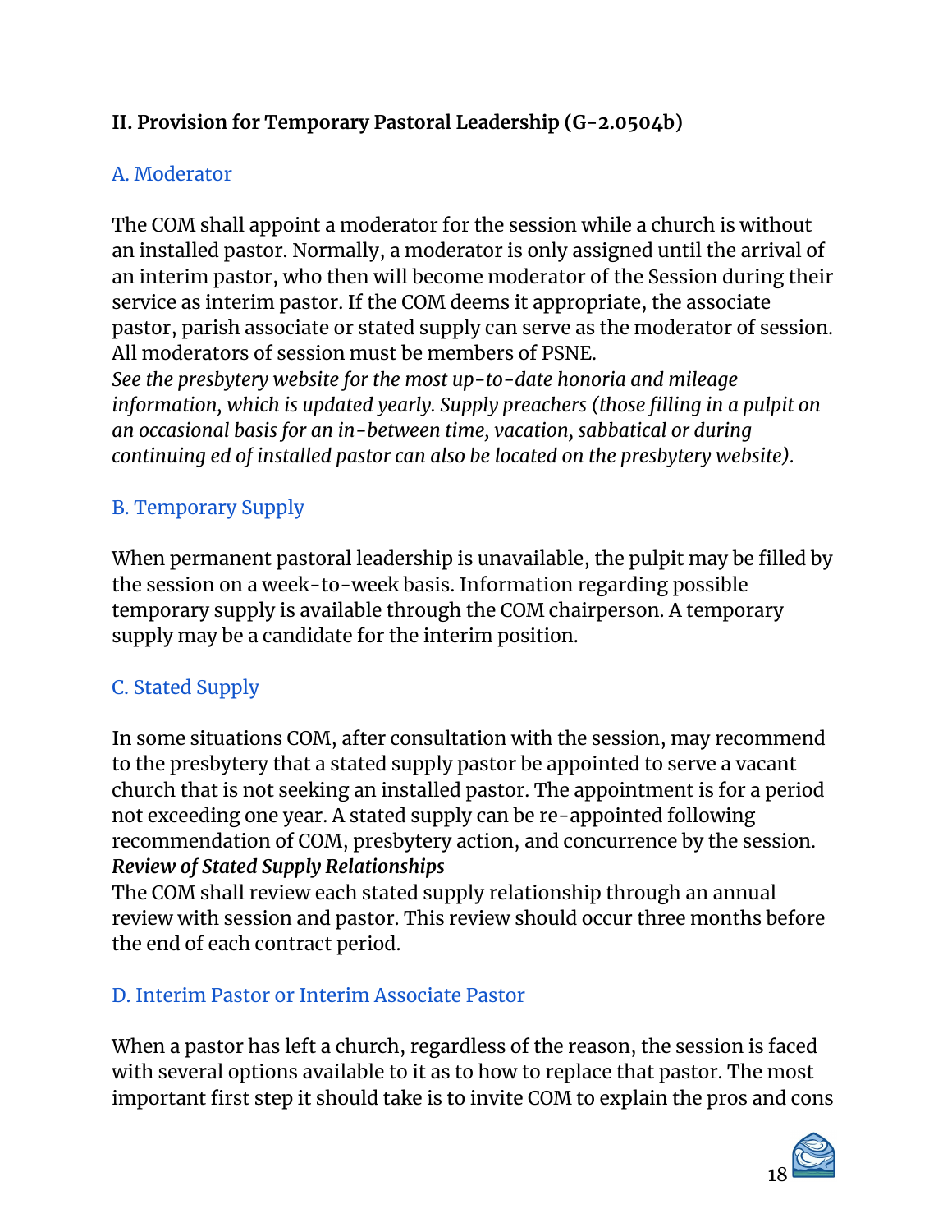## II. Provision for Temporary Pastoral Leadership (G-2.0504b)

### A. Moderator

The COM shall appoint a moderator for the session while a church is without an installed pastor. Normally, a moderator is only assigned until the arrival of an interim pastor, who then will become moderator of the Session during their service as interim pastor. If the COM deems it appropriate, the associate pastor, parish associate or stated supply can serve as the moderator of session. All moderators of session must be members of PSNE.
*See the presbytery website for the most up-to-date honoria and mileage information, which is updated yearly. Supply preachers (those filling in a pulpit on an occasional basis for an in-between time, vacation, sabbatical or during continuing ed of installed pastor can also be located on the presbytery website).*

### B. Temporary Supply

When permanent pastoral leadership is unavailable, the pulpit may be filled by the session on a week-to-week basis. Information regarding possible temporary supply is available through the COM chairperson. A temporary supply may be a candidate for the interim position.

### C. Stated Supply

In some situations COM, after consultation with the session, may recommend to the presbytery that a stated supply pastor be appointed to serve a vacant church that is not seeking an installed pastor. The appointment is for a period not exceeding one year. A stated supply can be re-appointed following recommendation of COM, presbytery action, and concurrence by the session.
***Review of Stated Supply Relationships***
The COM shall review each stated supply relationship through an annual review with session and pastor. This review should occur three months before the end of each contract period.

### D. Interim Pastor or Interim Associate Pastor

When a pastor has left a church, regardless of the reason, the session is faced with several options available to it as to how to replace that pastor. The most important first step it should take is to invite COM to explain the pros and cons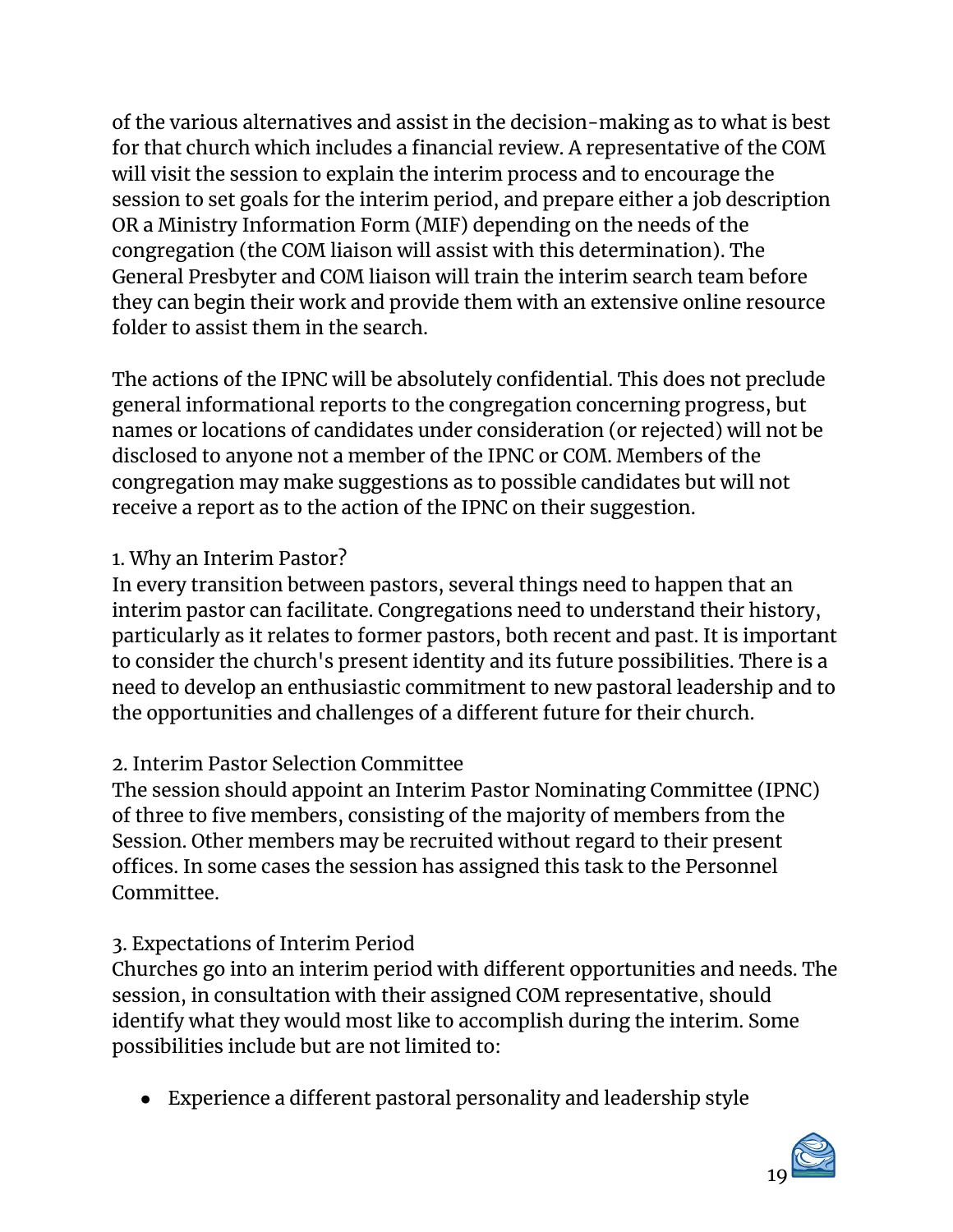of the various alternatives and assist in the decision-making as to what is best for that church which includes a financial review. A representative of the COM will visit the session to explain the interim process and to encourage the session to set goals for the interim period, and prepare either a job description OR a Ministry Information Form (MIF) depending on the needs of the congregation (the COM liaison will assist with this determination). The General Presbyter and COM liaison will train the interim search team before they can begin their work and provide them with an extensive online resource folder to assist them in the search.

The actions of the IPNC will be absolutely confidential. This does not preclude general informational reports to the congregation concerning progress, but names or locations of candidates under consideration (or rejected) will not be disclosed to anyone not a member of the IPNC or COM. Members of the congregation may make suggestions as to possible candidates but will not receive a report as to the action of the IPNC on their suggestion.

1. Why an Interim Pastor?
In every transition between pastors, several things need to happen that an interim pastor can facilitate. Congregations need to understand their history, particularly as it relates to former pastors, both recent and past. It is important to consider the church's present identity and its future possibilities. There is a need to develop an enthusiastic commitment to new pastoral leadership and to the opportunities and challenges of a different future for their church.

2. Interim Pastor Selection Committee
The session should appoint an Interim Pastor Nominating Committee (IPNC) of three to five members, consisting of the majority of members from the Session. Other members may be recruited without regard to their present offices. In some cases the session has assigned this task to the Personnel Committee.

3. Expectations of Interim Period
Churches go into an interim period with different opportunities and needs. The session, in consultation with their assigned COM representative, should identify what they would most like to accomplish during the interim. Some possibilities include but are not limited to:

- Experience a different pastoral personality and leadership style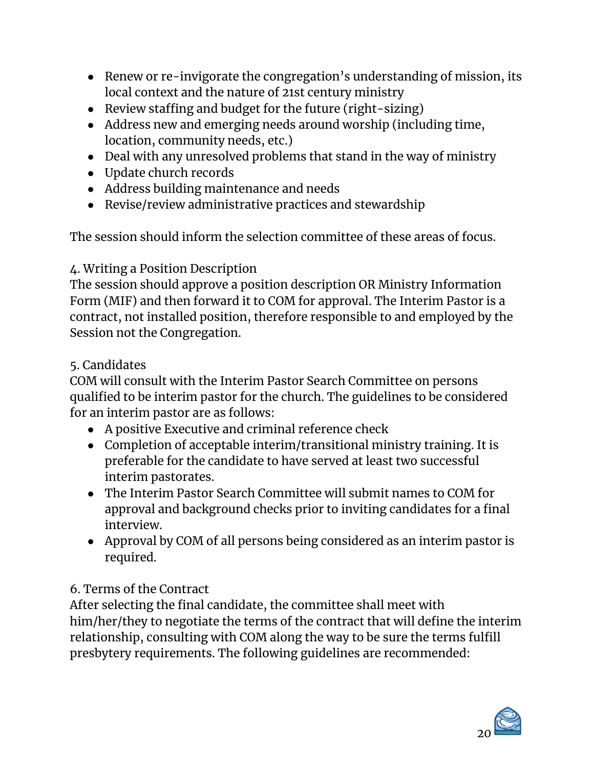- Renew or re-invigorate the congregation's understanding of mission, its local context and the nature of 21st century ministry
- Review staffing and budget for the future (right-sizing)
- Address new and emerging needs around worship (including time, location, community needs, etc.)
- Deal with any unresolved problems that stand in the way of ministry
- Update church records
- Address building maintenance and needs
- Revise/review administrative practices and stewardship

The session should inform the selection committee of these areas of focus.

4. Writing a Position Description

The session should approve a position description OR Ministry Information Form (MIF) and then forward it to COM for approval. The Interim Pastor is a contract, not installed position, therefore responsible to and employed by the Session not the Congregation.

5. Candidates

COM will consult with the Interim Pastor Search Committee on persons qualified to be interim pastor for the church. The guidelines to be considered for an interim pastor are as follows:

- A positive Executive and criminal reference check
- Completion of acceptable interim/transitional ministry training. It is preferable for the candidate to have served at least two successful interim pastorates.
- The Interim Pastor Search Committee will submit names to COM for approval and background checks prior to inviting candidates for a final interview.
- Approval by COM of all persons being considered as an interim pastor is required.

6. Terms of the Contract

After selecting the final candidate, the committee shall meet with him/her/they to negotiate the terms of the contract that will define the interim relationship, consulting with COM along the way to be sure the terms fulfill presbytery requirements. The following guidelines are recommended: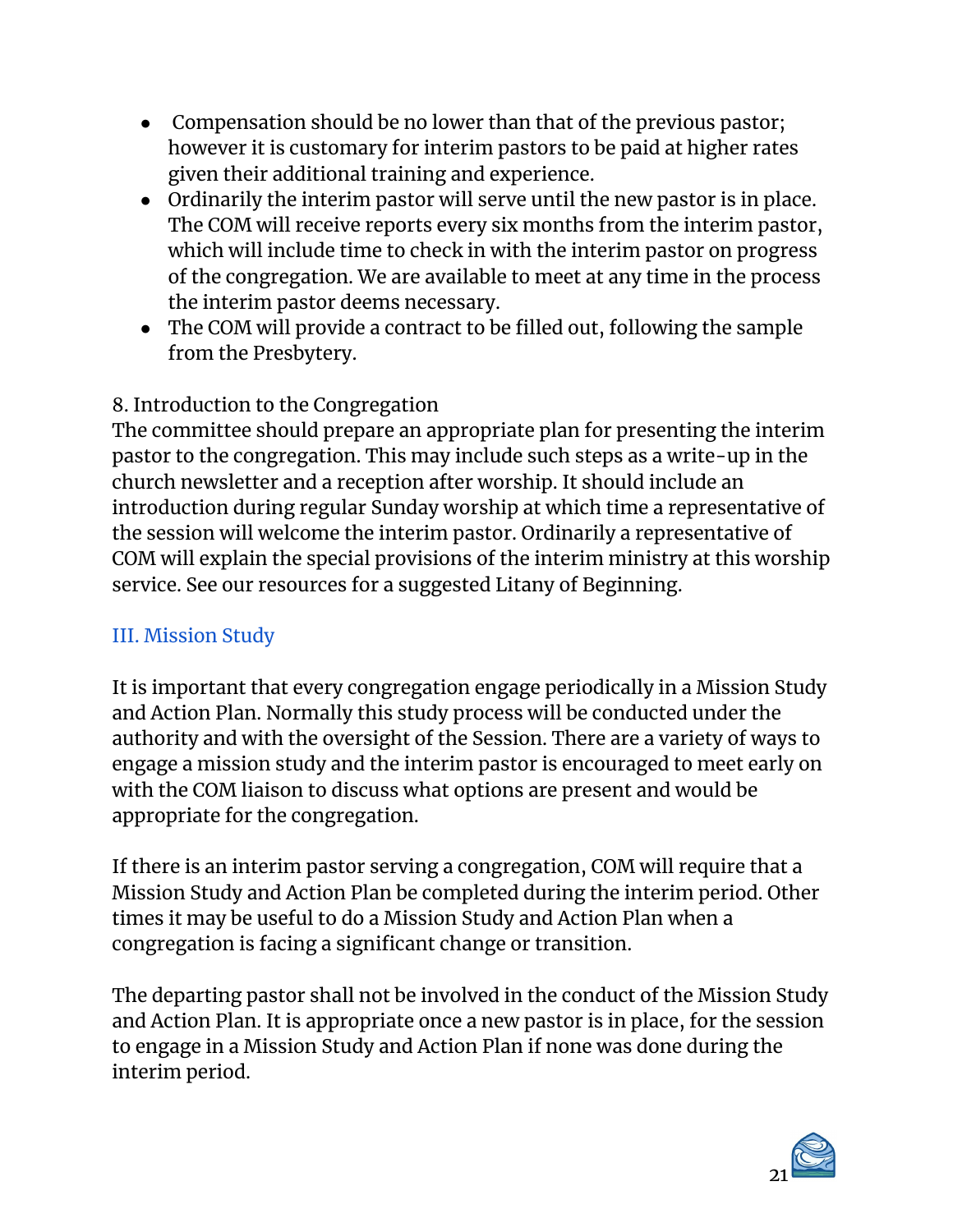- Compensation should be no lower than that of the previous pastor; however it is customary for interim pastors to be paid at higher rates given their additional training and experience.
- Ordinarily the interim pastor will serve until the new pastor is in place. The COM will receive reports every six months from the interim pastor, which will include time to check in with the interim pastor on progress of the congregation. We are available to meet at any time in the process the interim pastor deems necessary.
- The COM will provide a contract to be filled out, following the sample from the Presbytery.

8. Introduction to the Congregation

The committee should prepare an appropriate plan for presenting the interim pastor to the congregation. This may include such steps as a write-up in the church newsletter and a reception after worship. It should include an introduction during regular Sunday worship at which time a representative of the session will welcome the interim pastor. Ordinarily a representative of COM will explain the special provisions of the interim ministry at this worship service. See our resources for a suggested Litany of Beginning.

## III. Mission Study

It is important that every congregation engage periodically in a Mission Study and Action Plan. Normally this study process will be conducted under the authority and with the oversight of the Session. There are a variety of ways to engage a mission study and the interim pastor is encouraged to meet early on with the COM liaison to discuss what options are present and would be appropriate for the congregation.

If there is an interim pastor serving a congregation, COM will require that a Mission Study and Action Plan be completed during the interim period. Other times it may be useful to do a Mission Study and Action Plan when a congregation is facing a significant change or transition.

The departing pastor shall not be involved in the conduct of the Mission Study and Action Plan. It is appropriate once a new pastor is in place, for the session to engage in a Mission Study and Action Plan if none was done during the interim period.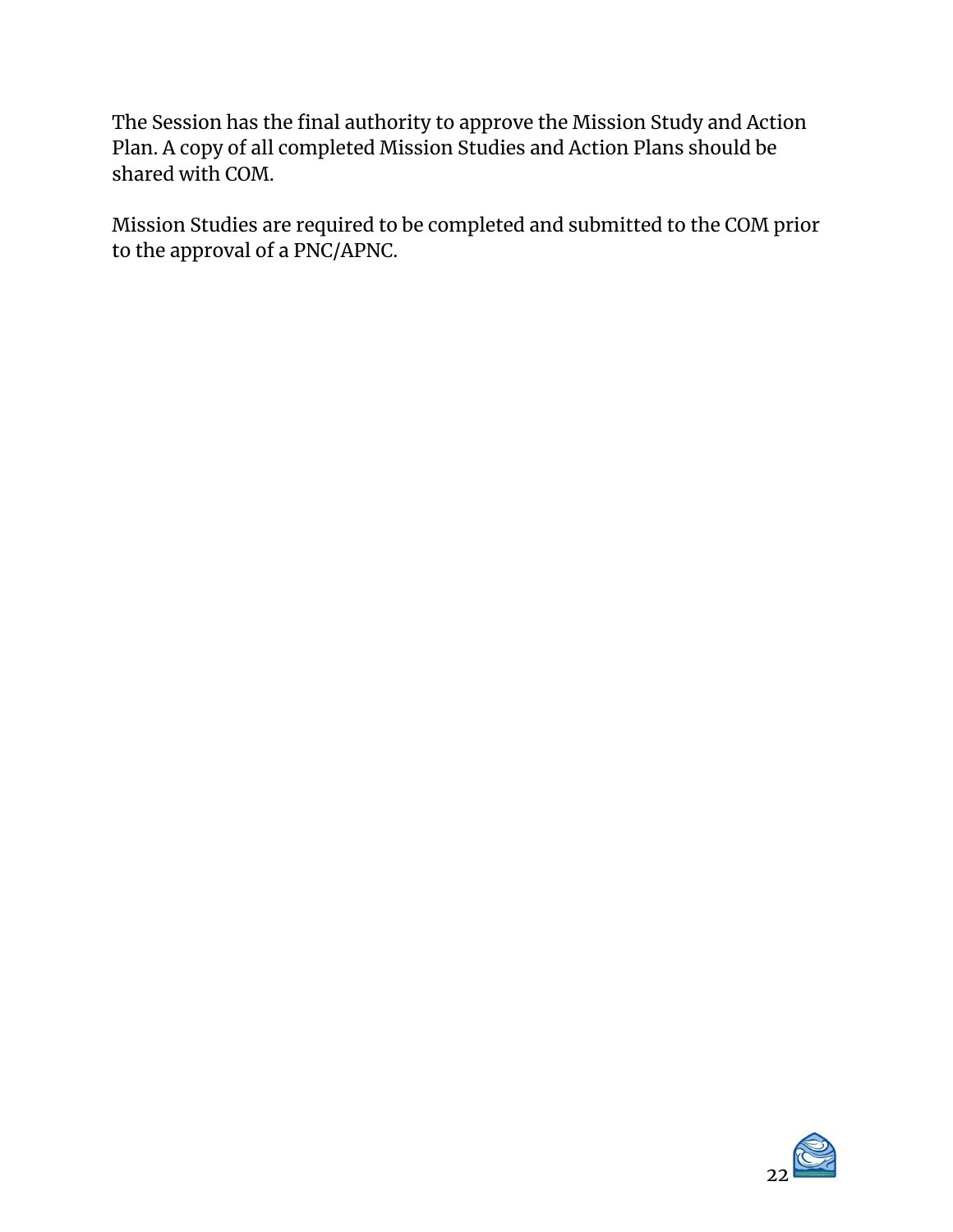The Session has the final authority to approve the Mission Study and Action Plan. A copy of all completed Mission Studies and Action Plans should be shared with COM.

Mission Studies are required to be completed and submitted to the COM prior to the approval of a PNC/APNC.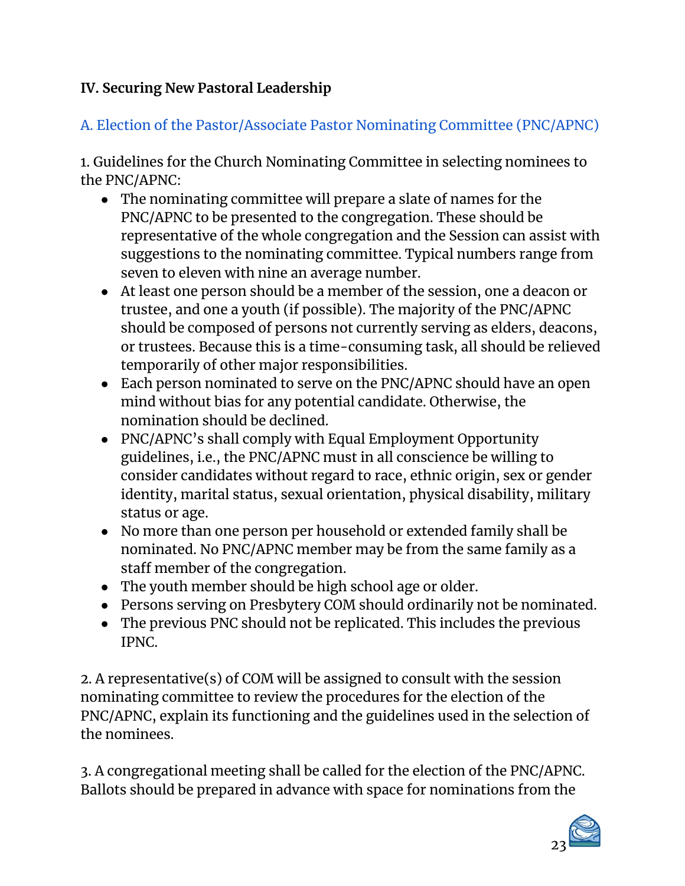**IV. Securing New Pastoral Leadership**

## A. Election of the Pastor/Associate Pastor Nominating Committee (PNC/APNC)

1. Guidelines for the Church Nominating Committee in selecting nominees to the PNC/APNC:
    - The nominating committee will prepare a slate of names for the PNC/APNC to be presented to the congregation. These should be representative of the whole congregation and the Session can assist with suggestions to the nominating committee. Typical numbers range from seven to eleven with nine an average number.
    - At least one person should be a member of the session, one a deacon or trustee, and one a youth (if possible). The majority of the PNC/APNC should be composed of persons not currently serving as elders, deacons, or trustees. Because this is a time-consuming task, all should be relieved temporarily of other major responsibilities.
    - Each person nominated to serve on the PNC/APNC should have an open mind without bias for any potential candidate. Otherwise, the nomination should be declined.
    - PNC/APNC's shall comply with Equal Employment Opportunity guidelines, i.e., the PNC/APNC must in all conscience be willing to consider candidates without regard to race, ethnic origin, sex or gender identity, marital status, sexual orientation, physical disability, military status or age.
    - No more than one person per household or extended family shall be nominated. No PNC/APNC member may be from the same family as a staff member of the congregation.
    - The youth member should be high school age or older.
    - Persons serving on Presbytery COM should ordinarily not be nominated.
    - The previous PNC should not be replicated. This includes the previous IPNC.

2. A representative(s) of COM will be assigned to consult with the session nominating committee to review the procedures for the election of the PNC/APNC, explain its functioning and the guidelines used in the selection of the nominees.

3. A congregational meeting shall be called for the election of the PNC/APNC. Ballots should be prepared in advance with space for nominations from the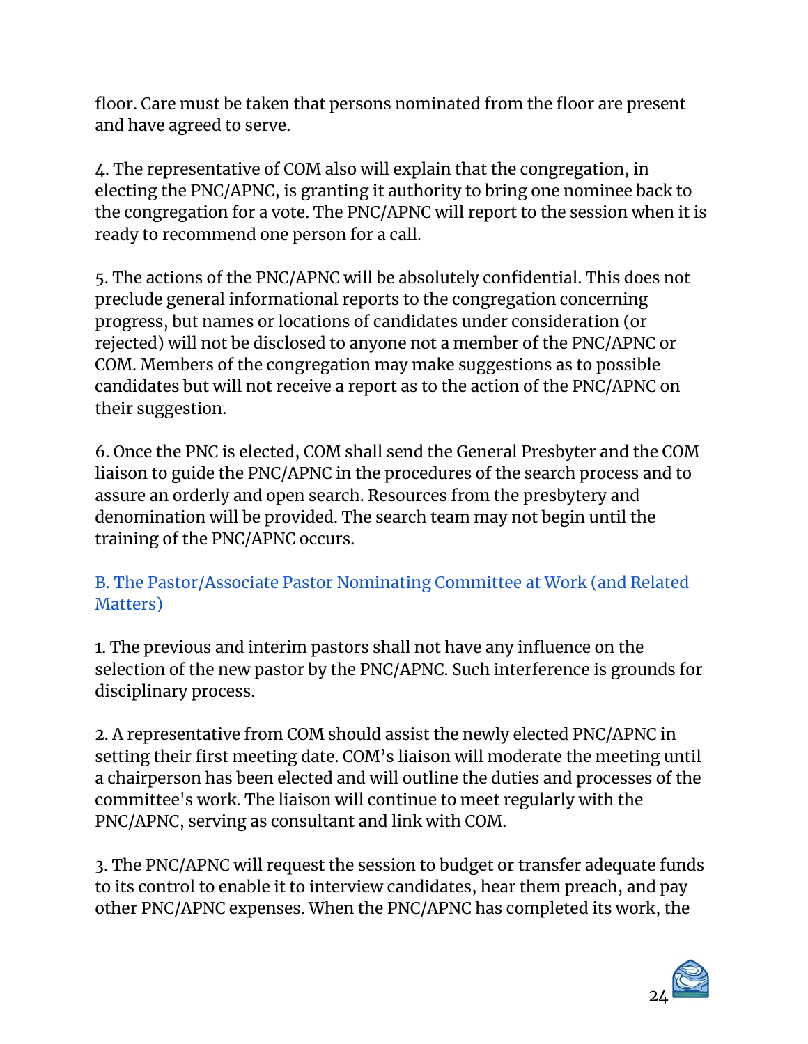floor. Care must be taken that persons nominated from the floor are present and have agreed to serve.

4. The representative of COM also will explain that the congregation, in electing the PNC/APNC, is granting it authority to bring one nominee back to the congregation for a vote. The PNC/APNC will report to the session when it is ready to recommend one person for a call.

5. The actions of the PNC/APNC will be absolutely confidential. This does not preclude general informational reports to the congregation concerning progress, but names or locations of candidates under consideration (or rejected) will not be disclosed to anyone not a member of the PNC/APNC or COM. Members of the congregation may make suggestions as to possible candidates but will not receive a report as to the action of the PNC/APNC on their suggestion.

6. Once the PNC is elected, COM shall send the General Presbyter and the COM liaison to guide the PNC/APNC in the procedures of the search process and to assure an orderly and open search. Resources from the presbytery and denomination will be provided. The search team may not begin until the training of the PNC/APNC occurs.

### B. The Pastor/Associate Pastor Nominating Committee at Work (and Related Matters)

1. The previous and interim pastors shall not have any influence on the selection of the new pastor by the PNC/APNC. Such interference is grounds for disciplinary process.

2. A representative from COM should assist the newly elected PNC/APNC in setting their first meeting date. COM's liaison will moderate the meeting until a chairperson has been elected and will outline the duties and processes of the committee's work. The liaison will continue to meet regularly with the PNC/APNC, serving as consultant and link with COM.

3. The PNC/APNC will request the session to budget or transfer adequate funds to its control to enable it to interview candidates, hear them preach, and pay other PNC/APNC expenses. When the PNC/APNC has completed its work, the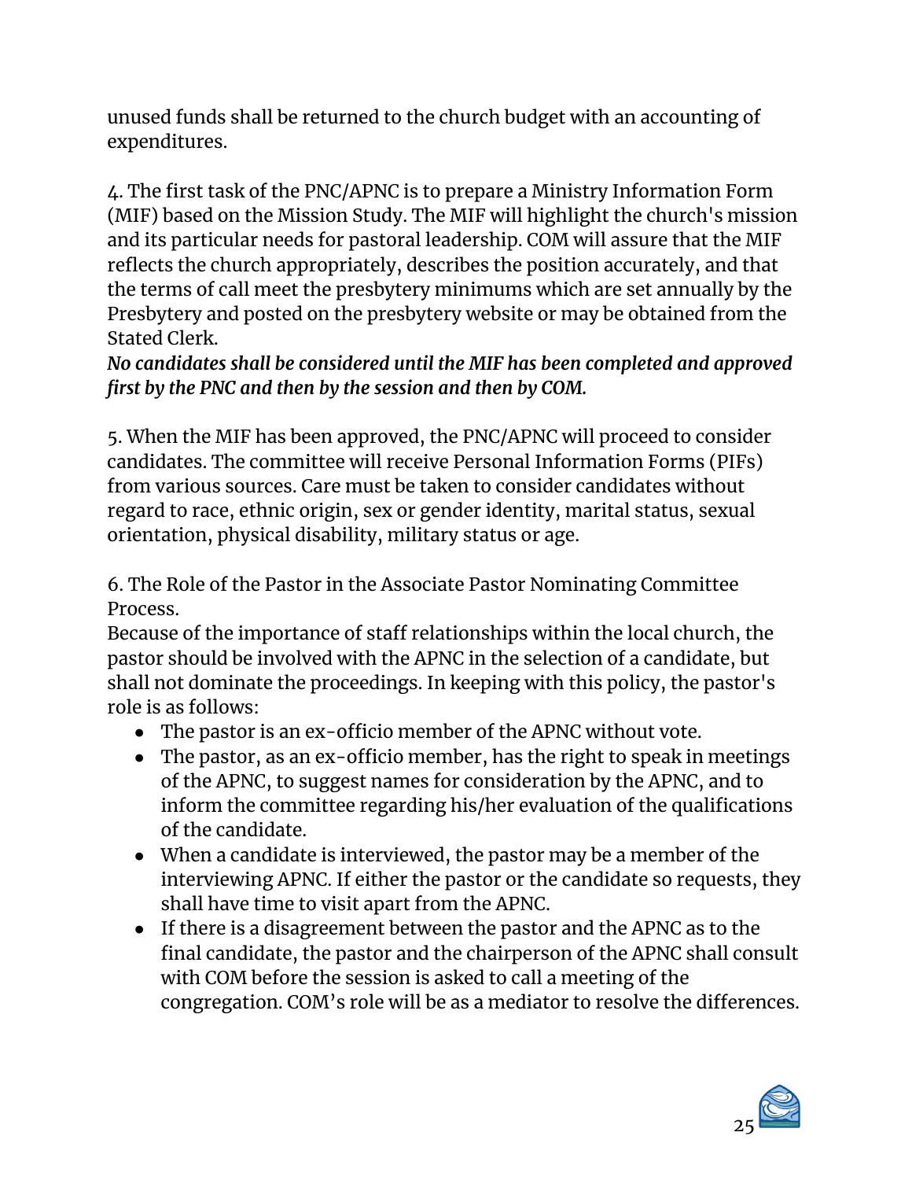unused funds shall be returned to the church budget with an accounting of expenditures.

4. The first task of the PNC/APNC is to prepare a Ministry Information Form (MIF) based on the Mission Study. The MIF will highlight the church's mission and its particular needs for pastoral leadership. COM will assure that the MIF reflects the church appropriately, describes the position accurately, and that the terms of call meet the presbytery minimums which are set annually by the Presbytery and posted on the presbytery website or may be obtained from the Stated Clerk.
***No candidates shall be considered until the MIF has been completed and approved first by the PNC and then by the session and then by COM.***

5. When the MIF has been approved, the PNC/APNC will proceed to consider candidates. The committee will receive Personal Information Forms (PIFs) from various sources. Care must be taken to consider candidates without regard to race, ethnic origin, sex or gender identity, marital status, sexual orientation, physical disability, military status or age.

6. The Role of the Pastor in the Associate Pastor Nominating Committee Process.
Because of the importance of staff relationships within the local church, the pastor should be involved with the APNC in the selection of a candidate, but shall not dominate the proceedings. In keeping with this policy, the pastor's role is as follows:

- The pastor is an ex-officio member of the APNC without vote.
- The pastor, as an ex-officio member, has the right to speak in meetings of the APNC, to suggest names for consideration by the APNC, and to inform the committee regarding his/her evaluation of the qualifications of the candidate.
- When a candidate is interviewed, the pastor may be a member of the interviewing APNC. If either the pastor or the candidate so requests, they shall have time to visit apart from the APNC.
- If there is a disagreement between the pastor and the APNC as to the final candidate, the pastor and the chairperson of the APNC shall consult with COM before the session is asked to call a meeting of the congregation. COM's role will be as a mediator to resolve the differences.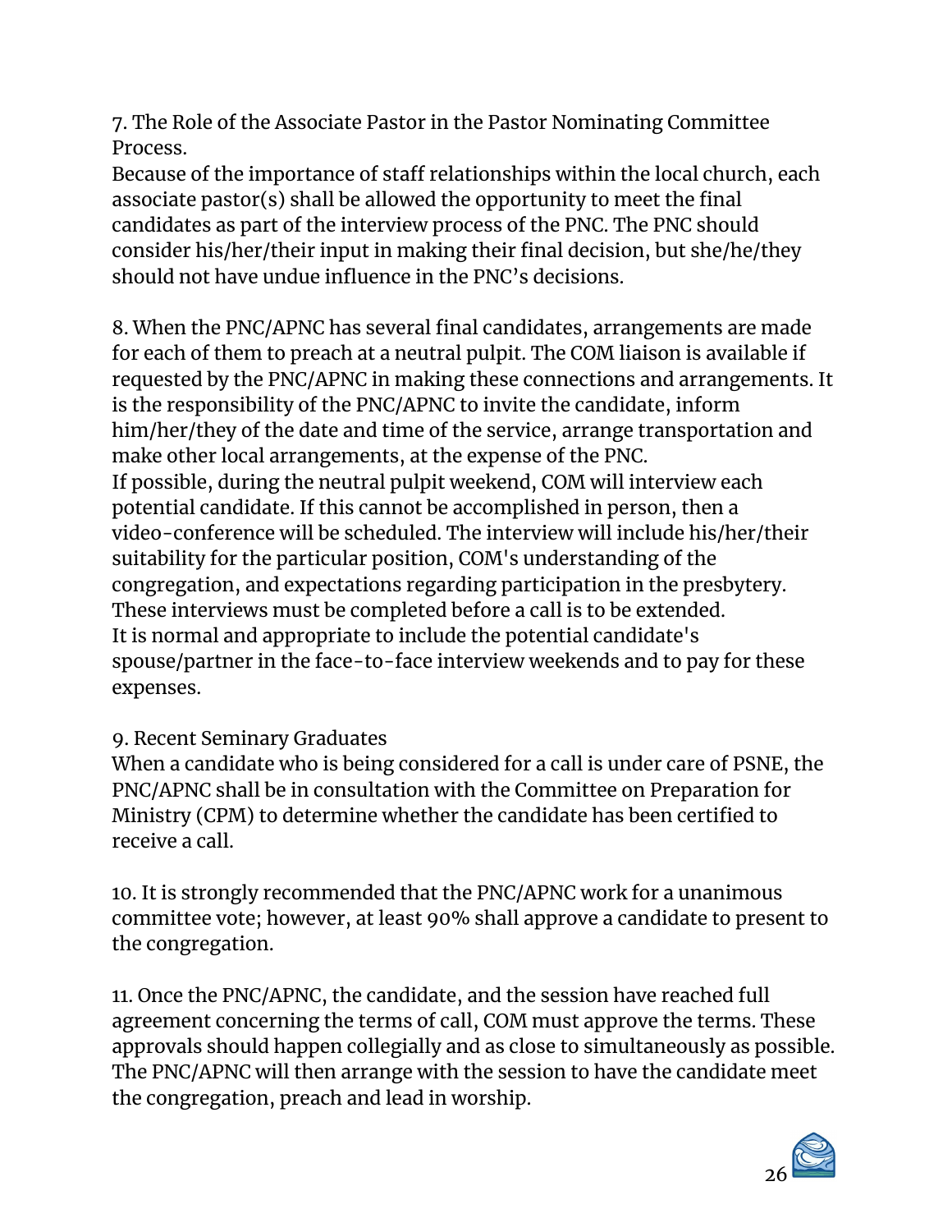7. The Role of the Associate Pastor in the Pastor Nominating Committee Process.
Because of the importance of staff relationships within the local church, each associate pastor(s) shall be allowed the opportunity to meet the final candidates as part of the interview process of the PNC. The PNC should consider his/her/their input in making their final decision, but she/he/they should not have undue influence in the PNC's decisions.

8. When the PNC/APNC has several final candidates, arrangements are made for each of them to preach at a neutral pulpit. The COM liaison is available if requested by the PNC/APNC in making these connections and arrangements. It is the responsibility of the PNC/APNC to invite the candidate, inform him/her/they of the date and time of the service, arrange transportation and make other local arrangements, at the expense of the PNC.
If possible, during the neutral pulpit weekend, COM will interview each potential candidate. If this cannot be accomplished in person, then a video-conference will be scheduled. The interview will include his/her/their suitability for the particular position, COM's understanding of the congregation, and expectations regarding participation in the presbytery. These interviews must be completed before a call is to be extended.
It is normal and appropriate to include the potential candidate's spouse/partner in the face-to-face interview weekends and to pay for these expenses.

9. Recent Seminary Graduates
When a candidate who is being considered for a call is under care of PSNE, the PNC/APNC shall be in consultation with the Committee on Preparation for Ministry (CPM) to determine whether the candidate has been certified to receive a call.

10. It is strongly recommended that the PNC/APNC work for a unanimous committee vote; however, at least 90% shall approve a candidate to present to the congregation.

11. Once the PNC/APNC, the candidate, and the session have reached full agreement concerning the terms of call, COM must approve the terms. These approvals should happen collegially and as close to simultaneously as possible. The PNC/APNC will then arrange with the session to have the candidate meet the congregation, preach and lead in worship.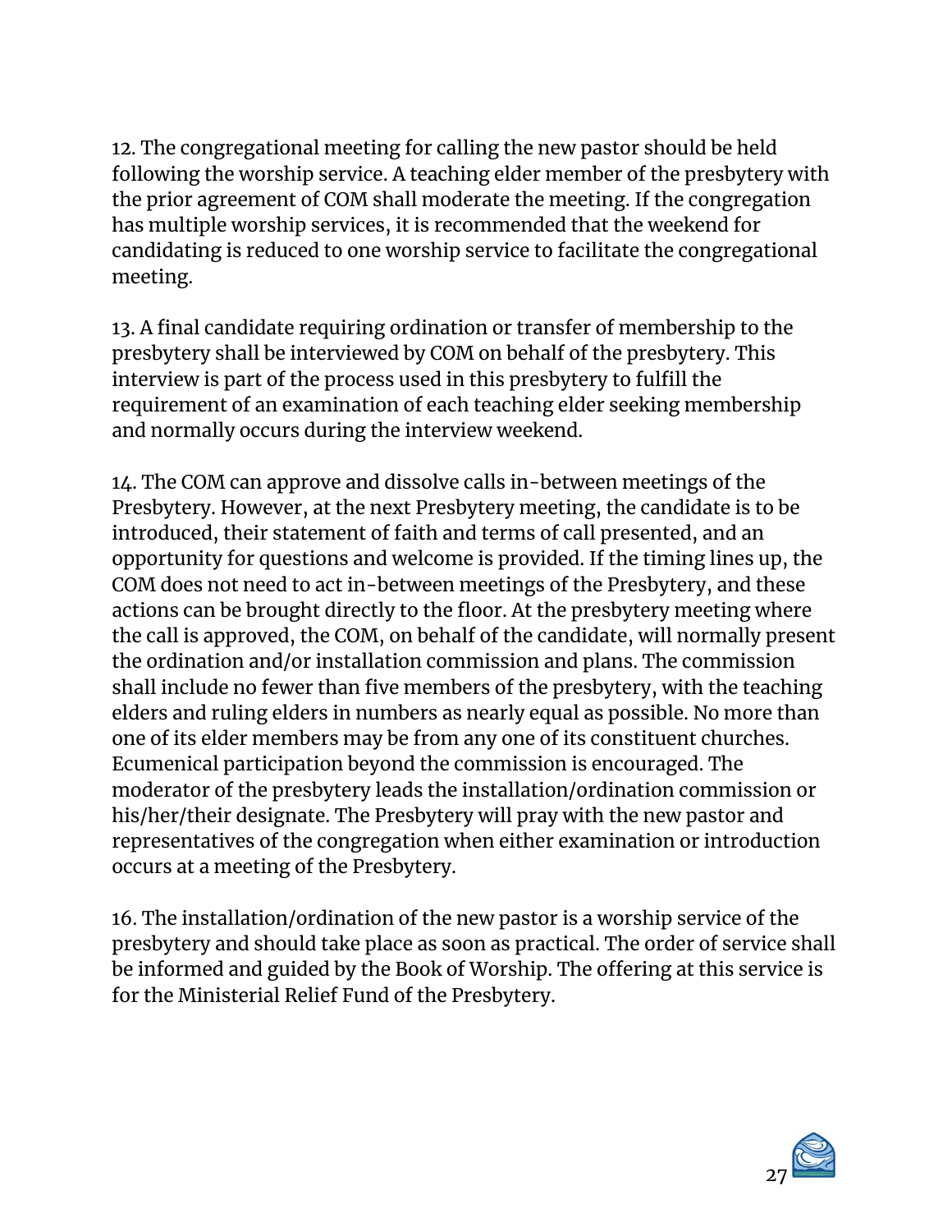12. The congregational meeting for calling the new pastor should be held following the worship service. A teaching elder member of the presbytery with the prior agreement of COM shall moderate the meeting. If the congregation has multiple worship services, it is recommended that the weekend for candidating is reduced to one worship service to facilitate the congregational meeting.

13. A final candidate requiring ordination or transfer of membership to the presbytery shall be interviewed by COM on behalf of the presbytery. This interview is part of the process used in this presbytery to fulfill the requirement of an examination of each teaching elder seeking membership and normally occurs during the interview weekend.

14. The COM can approve and dissolve calls in-between meetings of the Presbytery. However, at the next Presbytery meeting, the candidate is to be introduced, their statement of faith and terms of call presented, and an opportunity for questions and welcome is provided. If the timing lines up, the COM does not need to act in-between meetings of the Presbytery, and these actions can be brought directly to the floor. At the presbytery meeting where the call is approved, the COM, on behalf of the candidate, will normally present the ordination and/or installation commission and plans. The commission shall include no fewer than five members of the presbytery, with the teaching elders and ruling elders in numbers as nearly equal as possible. No more than one of its elder members may be from any one of its constituent churches. Ecumenical participation beyond the commission is encouraged. The moderator of the presbytery leads the installation/ordination commission or his/her/their designate. The Presbytery will pray with the new pastor and representatives of the congregation when either examination or introduction occurs at a meeting of the Presbytery.

16. The installation/ordination of the new pastor is a worship service of the presbytery and should take place as soon as practical. The order of service shall be informed and guided by the Book of Worship. The offering at this service is for the Ministerial Relief Fund of the Presbytery.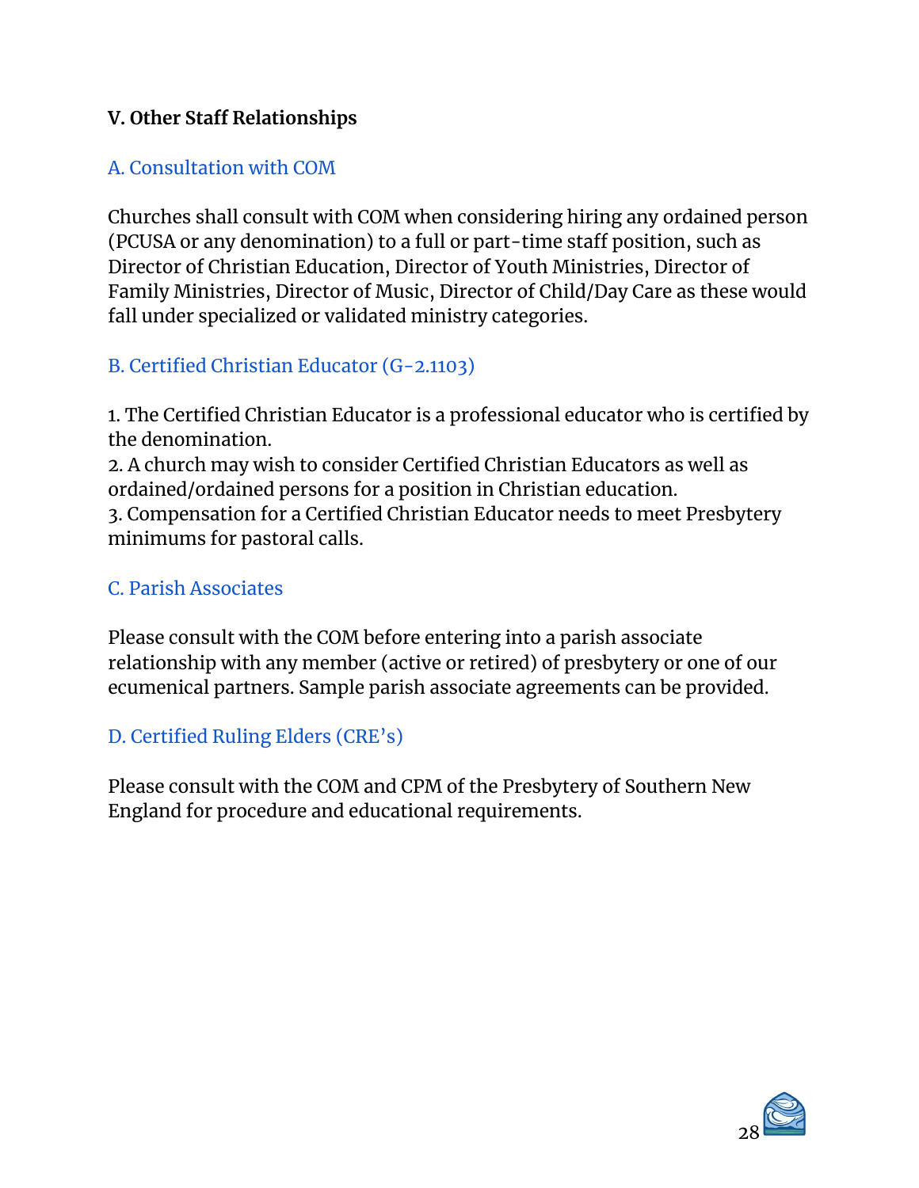## V. Other Staff Relationships

### A. Consultation with COM

Churches shall consult with COM when considering hiring any ordained person (PCUSA or any denomination) to a full or part-time staff position, such as Director of Christian Education, Director of Youth Ministries, Director of Family Ministries, Director of Music, Director of Child/Day Care as these would fall under specialized or validated ministry categories.

### B. Certified Christian Educator (G-2.1103)

1. The Certified Christian Educator is a professional educator who is certified by the denomination.
2. A church may wish to consider Certified Christian Educators as well as ordained/ordained persons for a position in Christian education.
3. Compensation for a Certified Christian Educator needs to meet Presbytery minimums for pastoral calls.

### C. Parish Associates

Please consult with the COM before entering into a parish associate relationship with any member (active or retired) of presbytery or one of our ecumenical partners. Sample parish associate agreements can be provided.

### D. Certified Ruling Elders (CRE's)

Please consult with the COM and CPM of the Presbytery of Southern New England for procedure and educational requirements.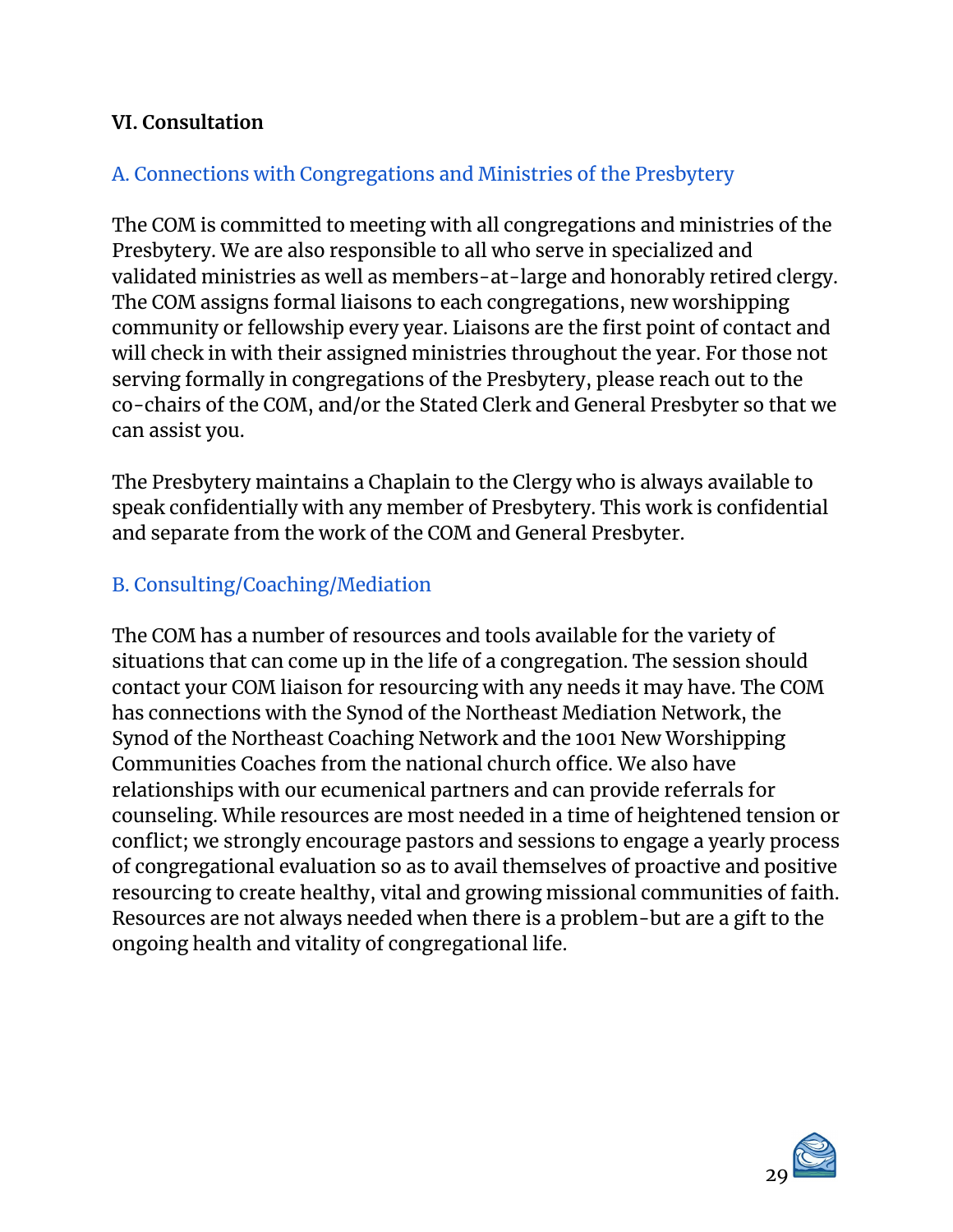## VI. Consultation

### A. Connections with Congregations and Ministries of the Presbytery

The COM is committed to meeting with all congregations and ministries of the Presbytery. We are also responsible to all who serve in specialized and validated ministries as well as members-at-large and honorably retired clergy. The COM assigns formal liaisons to each congregations, new worshipping community or fellowship every year. Liaisons are the first point of contact and will check in with their assigned ministries throughout the year. For those not serving formally in congregations of the Presbytery, please reach out to the co-chairs of the COM, and/or the Stated Clerk and General Presbyter so that we can assist you.

The Presbytery maintains a Chaplain to the Clergy who is always available to speak confidentially with any member of Presbytery. This work is confidential and separate from the work of the COM and General Presbyter.

### B. Consulting/Coaching/Mediation

The COM has a number of resources and tools available for the variety of situations that can come up in the life of a congregation. The session should contact your COM liaison for resourcing with any needs it may have. The COM has connections with the Synod of the Northeast Mediation Network, the Synod of the Northeast Coaching Network and the 1001 New Worshipping Communities Coaches from the national church office. We also have relationships with our ecumenical partners and can provide referrals for counseling. While resources are most needed in a time of heightened tension or conflict; we strongly encourage pastors and sessions to engage a yearly process of congregational evaluation so as to avail themselves of proactive and positive resourcing to create healthy, vital and growing missional communities of faith. Resources are not always needed when there is a problem-but are a gift to the ongoing health and vitality of congregational life.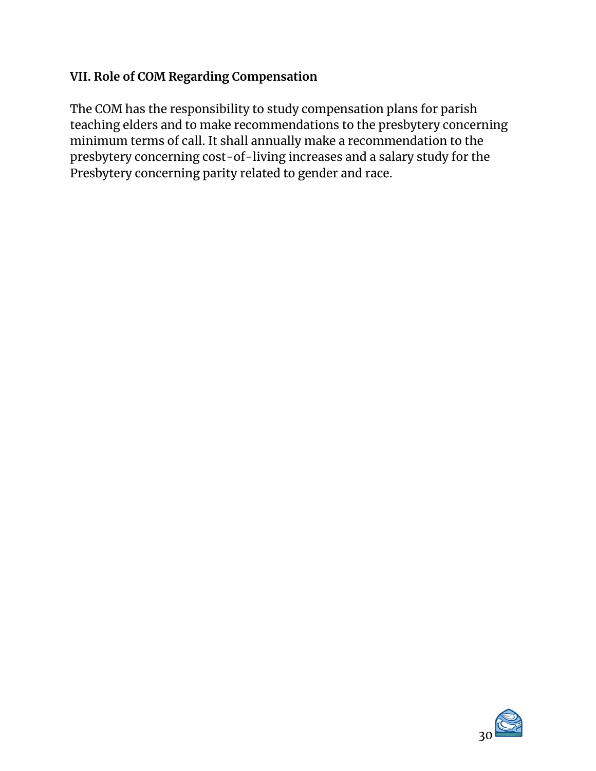## VII. Role of COM Regarding Compensation

The COM has the responsibility to study compensation plans for parish teaching elders and to make recommendations to the presbytery concerning minimum terms of call. It shall annually make a recommendation to the presbytery concerning cost-of-living increases and a salary study for the Presbytery concerning parity related to gender and race.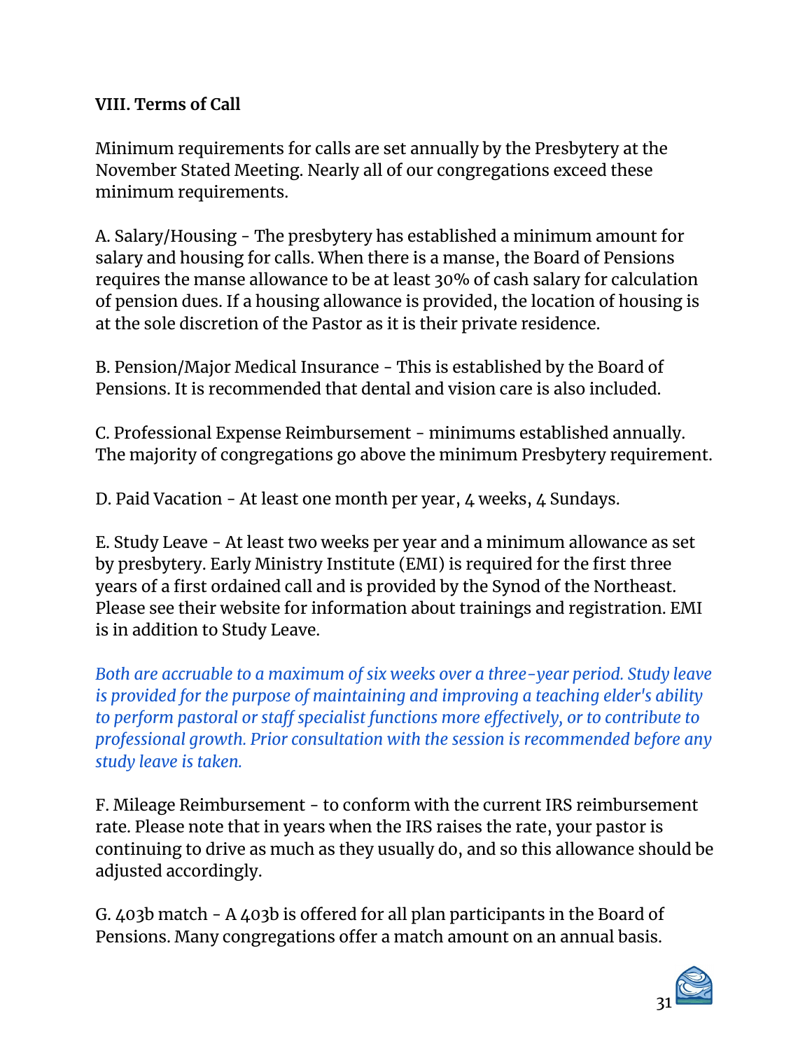**VIII. Terms of Call**

Minimum requirements for calls are set annually by the Presbytery at the November Stated Meeting. Nearly all of our congregations exceed these minimum requirements.

A. Salary/Housing - The presbytery has established a minimum amount for salary and housing for calls. When there is a manse, the Board of Pensions requires the manse allowance to be at least 30% of cash salary for calculation of pension dues. If a housing allowance is provided, the location of housing is at the sole discretion of the Pastor as it is their private residence.

B. Pension/Major Medical Insurance - This is established by the Board of Pensions. It is recommended that dental and vision care is also included.

C. Professional Expense Reimbursement - minimums established annually. The majority of congregations go above the minimum Presbytery requirement.

D. Paid Vacation - At least one month per year, 4 weeks, 4 Sundays.

E. Study Leave - At least two weeks per year and a minimum allowance as set by presbytery. Early Ministry Institute (EMI) is required for the first three years of a first ordained call and is provided by the Synod of the Northeast. Please see their website for information about trainings and registration. EMI is in addition to Study Leave.

*Both are accruable to a maximum of six weeks over a three-year period. Study leave is provided for the purpose of maintaining and improving a teaching elder's ability to perform pastoral or staff specialist functions more effectively, or to contribute to professional growth. Prior consultation with the session is recommended before any study leave is taken.*

F. Mileage Reimbursement - to conform with the current IRS reimbursement rate. Please note that in years when the IRS raises the rate, your pastor is continuing to drive as much as they usually do, and so this allowance should be adjusted accordingly.

G. 403b match - A 403b is offered for all plan participants in the Board of Pensions. Many congregations offer a match amount on an annual basis.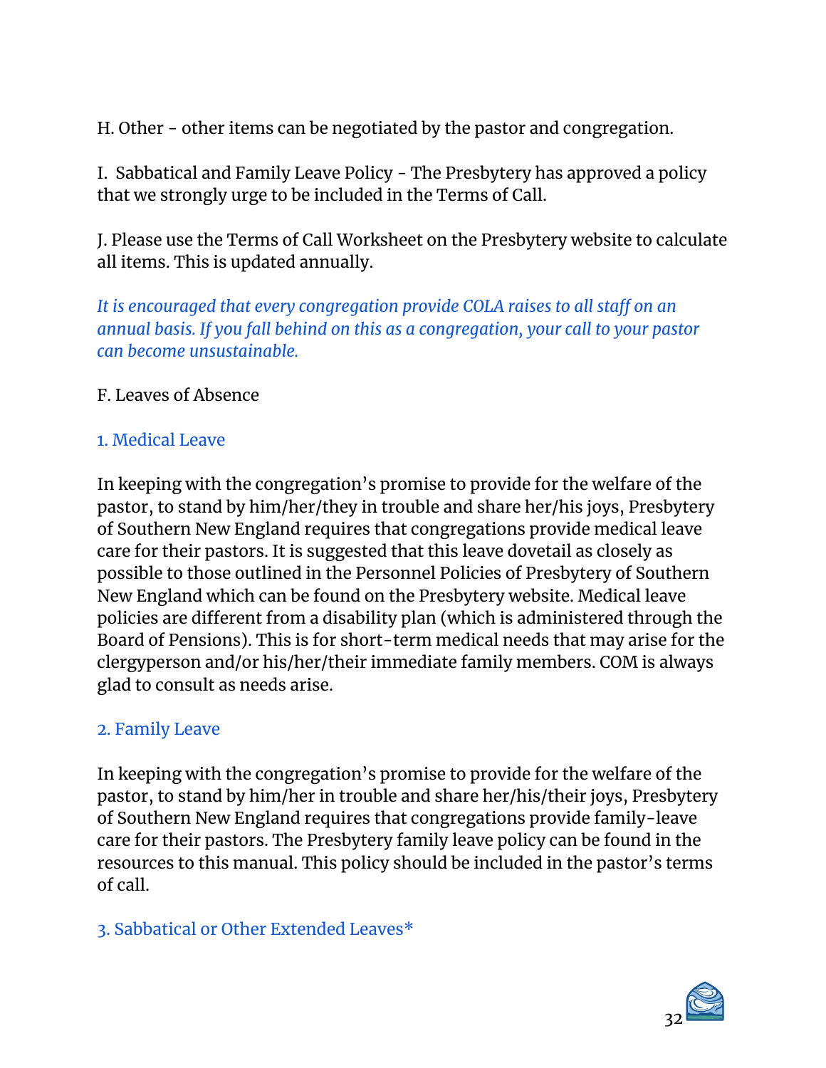H. Other - other items can be negotiated by the pastor and congregation.

I. Sabbatical and Family Leave Policy - The Presbytery has approved a policy that we strongly urge to be included in the Terms of Call.

J. Please use the Terms of Call Worksheet on the Presbytery website to calculate all items. This is updated annually.

*It is encouraged that every congregation provide COLA raises to all staff on an annual basis. If you fall behind on this as a congregation, your call to your pastor can become unsustainable.*

F. Leaves of Absence

### 1. Medical Leave

In keeping with the congregation's promise to provide for the welfare of the pastor, to stand by him/her/they in trouble and share her/his joys, Presbytery of Southern New England requires that congregations provide medical leave care for their pastors. It is suggested that this leave dovetail as closely as possible to those outlined in the Personnel Policies of Presbytery of Southern New England which can be found on the Presbytery website. Medical leave policies are different from a disability plan (which is administered through the Board of Pensions). This is for short-term medical needs that may arise for the clergyperson and/or his/her/their immediate family members. COM is always glad to consult as needs arise.

### 2. Family Leave

In keeping with the congregation's promise to provide for the welfare of the pastor, to stand by him/her in trouble and share her/his/their joys, Presbytery of Southern New England requires that congregations provide family-leave care for their pastors. The Presbytery family leave policy can be found in the resources to this manual. This policy should be included in the pastor's terms of call.

### 3. Sabbatical or Other Extended Leaves*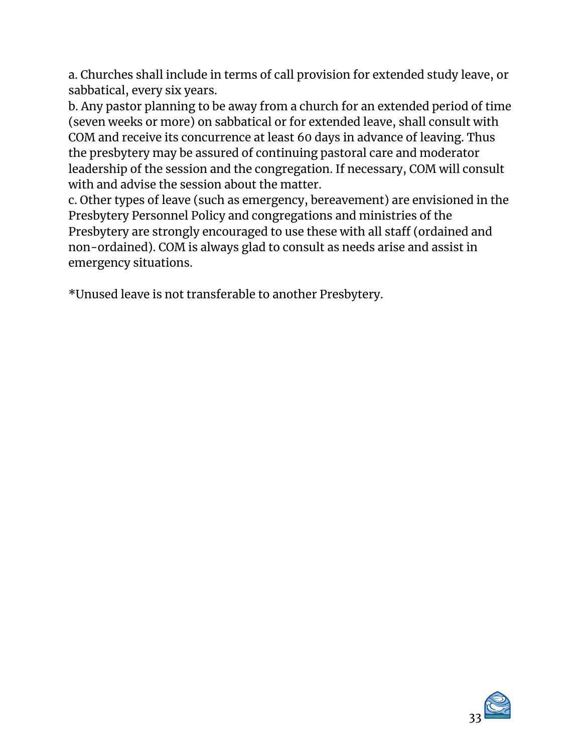a. Churches shall include in terms of call provision for extended study leave, or sabbatical, every six years.
b. Any pastor planning to be away from a church for an extended period of time (seven weeks or more) on sabbatical or for extended leave, shall consult with COM and receive its concurrence at least 60 days in advance of leaving. Thus the presbytery may be assured of continuing pastoral care and moderator leadership of the session and the congregation. If necessary, COM will consult with and advise the session about the matter.
c. Other types of leave (such as emergency, bereavement) are envisioned in the Presbytery Personnel Policy and congregations and ministries of the Presbytery are strongly encouraged to use these with all staff (ordained and non-ordained). COM is always glad to consult as needs arise and assist in emergency situations.

*Unused leave is not transferable to another Presbytery.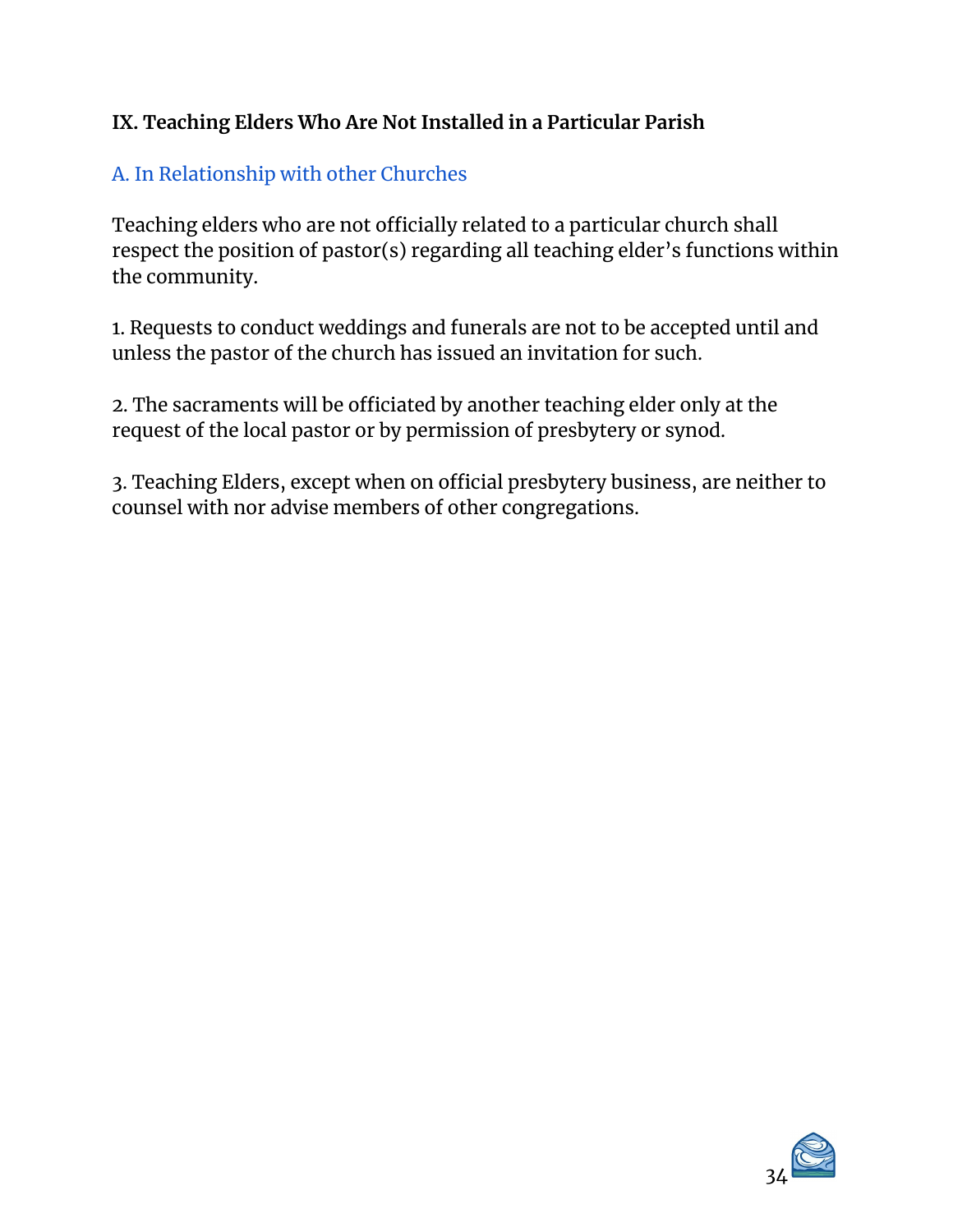## IX. Teaching Elders Who Are Not Installed in a Particular Parish

### A. In Relationship with other Churches

Teaching elders who are not officially related to a particular church shall respect the position of pastor(s) regarding all teaching elder's functions within the community.

1. Requests to conduct weddings and funerals are not to be accepted until and unless the pastor of the church has issued an invitation for such.

2. The sacraments will be officiated by another teaching elder only at the request of the local pastor or by permission of presbytery or synod.

3. Teaching Elders, except when on official presbytery business, are neither to counsel with nor advise members of other congregations.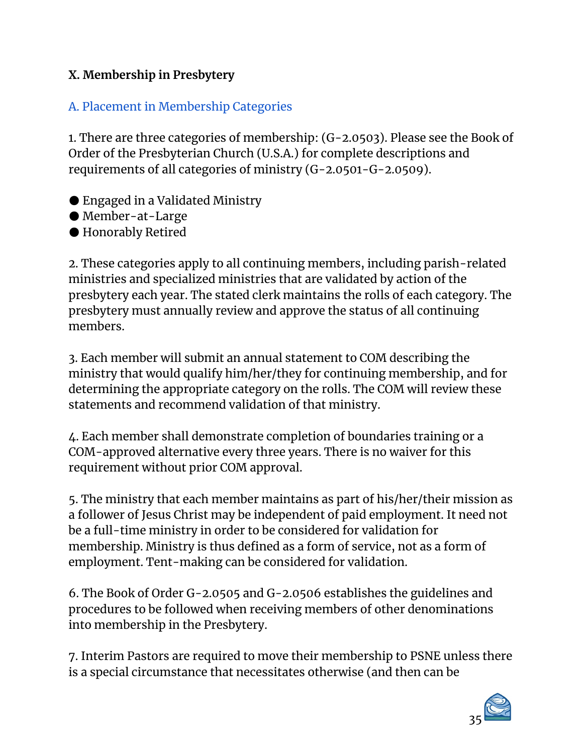## X. Membership in Presbytery

### A. Placement in Membership Categories

1. There are three categories of membership: (G-2.0503). Please see the Book of Order of the Presbyterian Church (U.S.A.) for complete descriptions and requirements of all categories of ministry (G-2.0501-G-2.0509).

- Engaged in a Validated Ministry
- Member-at-Large
- Honorably Retired

2. These categories apply to all continuing members, including parish-related ministries and specialized ministries that are validated by action of the presbytery each year. The stated clerk maintains the rolls of each category. The presbytery must annually review and approve the status of all continuing members.

3. Each member will submit an annual statement to COM describing the ministry that would qualify him/her/they for continuing membership, and for determining the appropriate category on the rolls. The COM will review these statements and recommend validation of that ministry.

4. Each member shall demonstrate completion of boundaries training or a COM-approved alternative every three years. There is no waiver for this requirement without prior COM approval.

5. The ministry that each member maintains as part of his/her/their mission as a follower of Jesus Christ may be independent of paid employment. It need not be a full-time ministry in order to be considered for validation for membership. Ministry is thus defined as a form of service, not as a form of employment. Tent-making can be considered for validation.

6. The Book of Order G-2.0505 and G-2.0506 establishes the guidelines and procedures to be followed when receiving members of other denominations into membership in the Presbytery.

7. Interim Pastors are required to move their membership to PSNE unless there is a special circumstance that necessitates otherwise (and then can be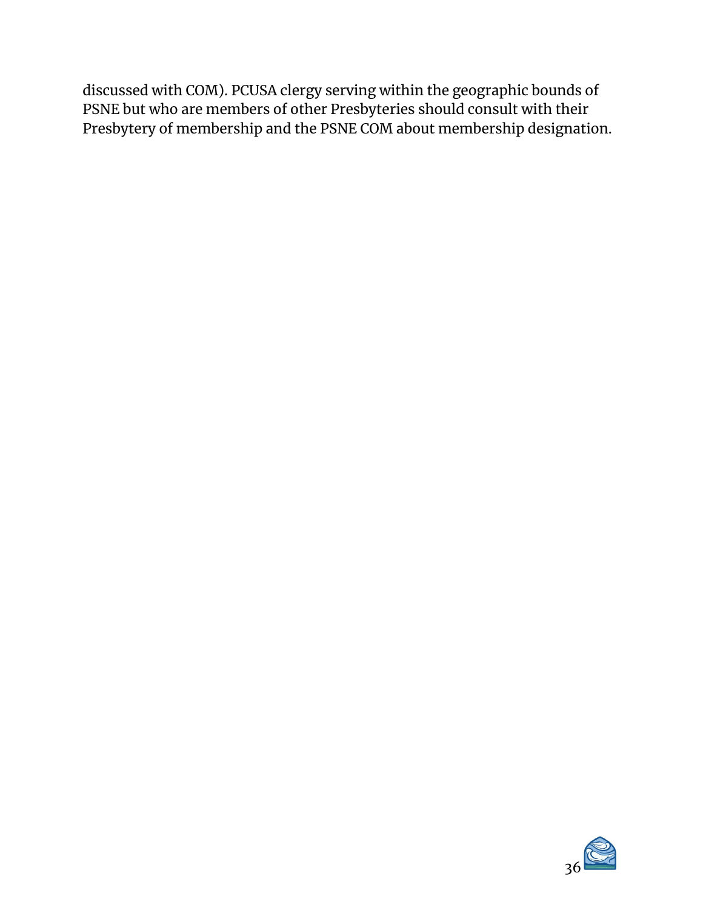discussed with COM). PCUSA clergy serving within the geographic bounds of PSNE but who are members of other Presbyteries should consult with their Presbytery of membership and the PSNE COM about membership designation.